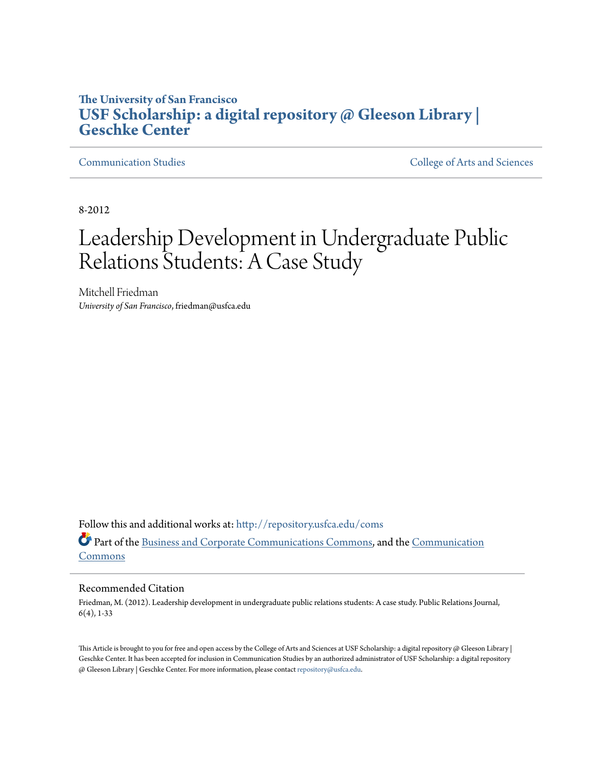**The University of San Francisco**
# USF Scholarship: a digital repository @ Gleeson Library | Geschke Center

Communication Studies | College of Arts and Sciences

8-2012

# Leadership Development in Undergraduate Public Relations Students: A Case Study

Mitchell Friedman
*University of San Francisco*, friedman@usfca.edu

Follow this and additional works at: http://repository.usfca.edu/coms

Part of the Business and Corporate Communications Commons, and the Communication Commons

## Recommended Citation

Friedman, M. (2012). Leadership development in undergraduate public relations students: A case study. Public Relations Journal, 6(4), 1-33

This Article is brought to you for free and open access by the College of Arts and Sciences at USF Scholarship: a digital repository @ Gleeson Library | Geschke Center. It has been accepted for inclusion in Communication Studies by an authorized administrator of USF Scholarship: a digital repository @ Gleeson Library | Geschke Center. For more information, please contact repository@usfca.edu.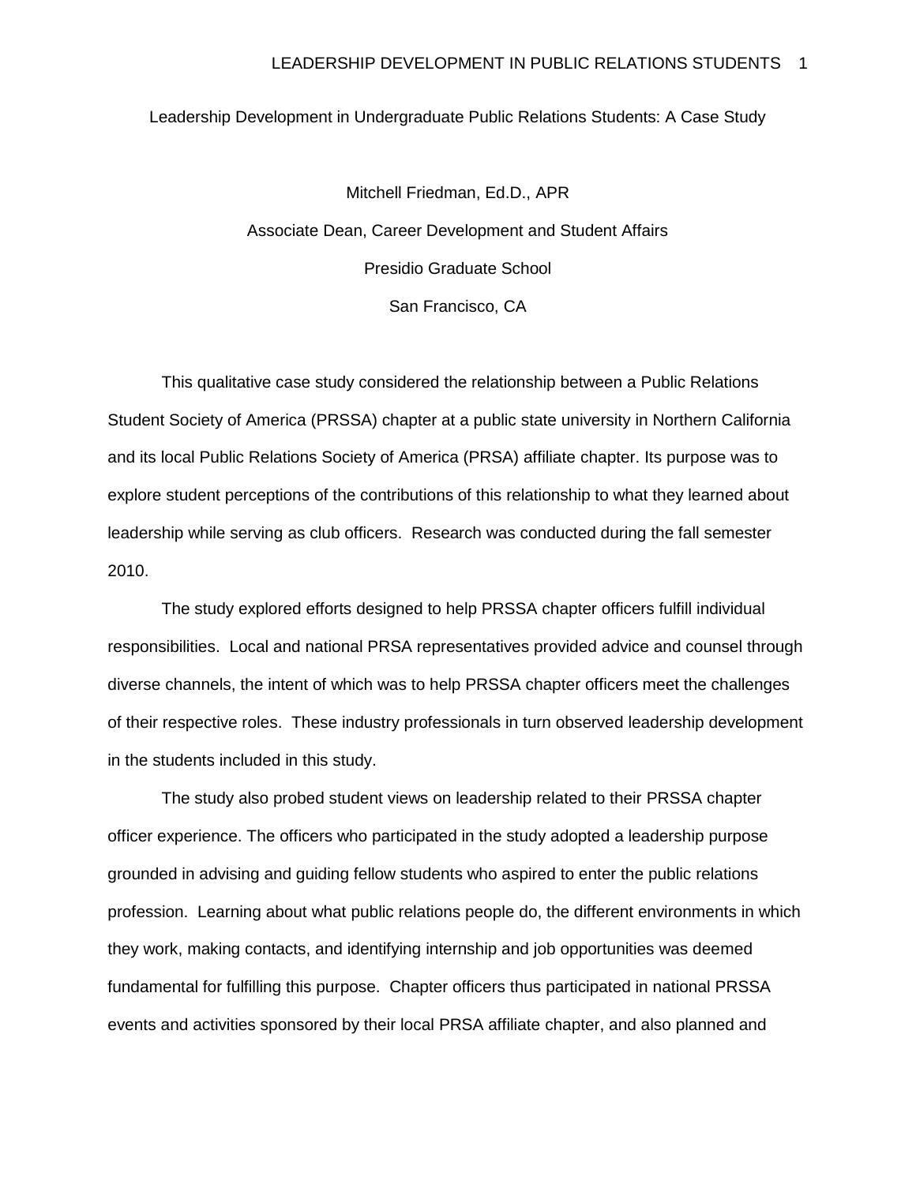# Leadership Development in Undergraduate Public Relations Students: A Case Study

Mitchell Friedman, Ed.D., APR

Associate Dean, Career Development and Student Affairs

Presidio Graduate School

San Francisco, CA

This qualitative case study considered the relationship between a Public Relations Student Society of America (PRSSA) chapter at a public state university in Northern California and its local Public Relations Society of America (PRSA) affiliate chapter. Its purpose was to explore student perceptions of the contributions of this relationship to what they learned about leadership while serving as club officers. Research was conducted during the fall semester 2010.

The study explored efforts designed to help PRSSA chapter officers fulfill individual responsibilities. Local and national PRSA representatives provided advice and counsel through diverse channels, the intent of which was to help PRSSA chapter officers meet the challenges of their respective roles. These industry professionals in turn observed leadership development in the students included in this study.

The study also probed student views on leadership related to their PRSSA chapter officer experience. The officers who participated in the study adopted a leadership purpose grounded in advising and guiding fellow students who aspired to enter the public relations profession. Learning about what public relations people do, the different environments in which they work, making contacts, and identifying internship and job opportunities was deemed fundamental for fulfilling this purpose. Chapter officers thus participated in national PRSSA events and activities sponsored by their local PRSA affiliate chapter, and also planned and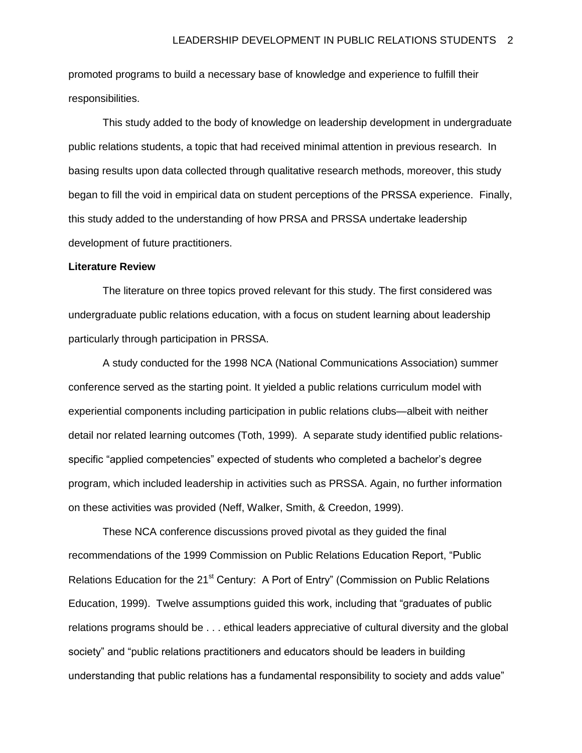promoted programs to build a necessary base of knowledge and experience to fulfill their responsibilities.

This study added to the body of knowledge on leadership development in undergraduate public relations students, a topic that had received minimal attention in previous research. In basing results upon data collected through qualitative research methods, moreover, this study began to fill the void in empirical data on student perceptions of the PRSSA experience. Finally, this study added to the understanding of how PRSA and PRSSA undertake leadership development of future practitioners.

**Literature Review**

The literature on three topics proved relevant for this study. The first considered was undergraduate public relations education, with a focus on student learning about leadership particularly through participation in PRSSA.

A study conducted for the 1998 NCA (National Communications Association) summer conference served as the starting point. It yielded a public relations curriculum model with experiential components including participation in public relations clubs—albeit with neither detail nor related learning outcomes (Toth, 1999). A separate study identified public relations-specific "applied competencies" expected of students who completed a bachelor's degree program, which included leadership in activities such as PRSSA. Again, no further information on these activities was provided (Neff, Walker, Smith, & Creedon, 1999).

These NCA conference discussions proved pivotal as they guided the final recommendations of the 1999 Commission on Public Relations Education Report, "Public Relations Education for the 21st Century: A Port of Entry" (Commission on Public Relations Education, 1999). Twelve assumptions guided this work, including that "graduates of public relations programs should be . . . ethical leaders appreciative of cultural diversity and the global society" and "public relations practitioners and educators should be leaders in building understanding that public relations has a fundamental responsibility to society and adds value"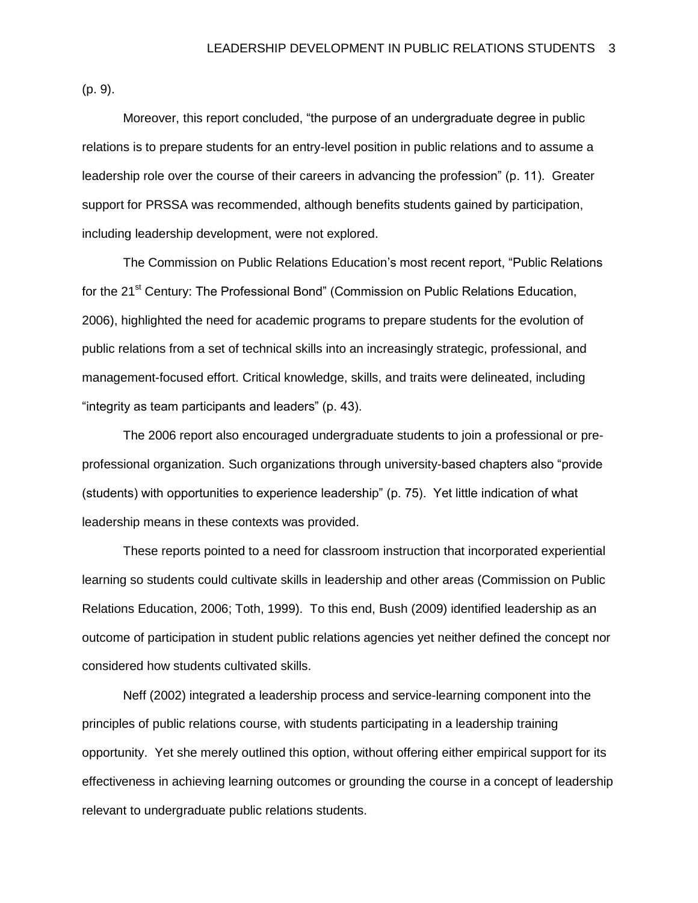(p. 9).

Moreover, this report concluded, "the purpose of an undergraduate degree in public relations is to prepare students for an entry-level position in public relations and to assume a leadership role over the course of their careers in advancing the profession" (p. 11). Greater support for PRSSA was recommended, although benefits students gained by participation, including leadership development, were not explored.

The Commission on Public Relations Education's most recent report, "Public Relations for the 21st Century: The Professional Bond" (Commission on Public Relations Education, 2006), highlighted the need for academic programs to prepare students for the evolution of public relations from a set of technical skills into an increasingly strategic, professional, and management-focused effort. Critical knowledge, skills, and traits were delineated, including "integrity as team participants and leaders" (p. 43).

The 2006 report also encouraged undergraduate students to join a professional or pre-professional organization. Such organizations through university-based chapters also "provide (students) with opportunities to experience leadership" (p. 75). Yet little indication of what leadership means in these contexts was provided.

These reports pointed to a need for classroom instruction that incorporated experiential learning so students could cultivate skills in leadership and other areas (Commission on Public Relations Education, 2006; Toth, 1999). To this end, Bush (2009) identified leadership as an outcome of participation in student public relations agencies yet neither defined the concept nor considered how students cultivated skills.

Neff (2002) integrated a leadership process and service-learning component into the principles of public relations course, with students participating in a leadership training opportunity. Yet she merely outlined this option, without offering either empirical support for its effectiveness in achieving learning outcomes or grounding the course in a concept of leadership relevant to undergraduate public relations students.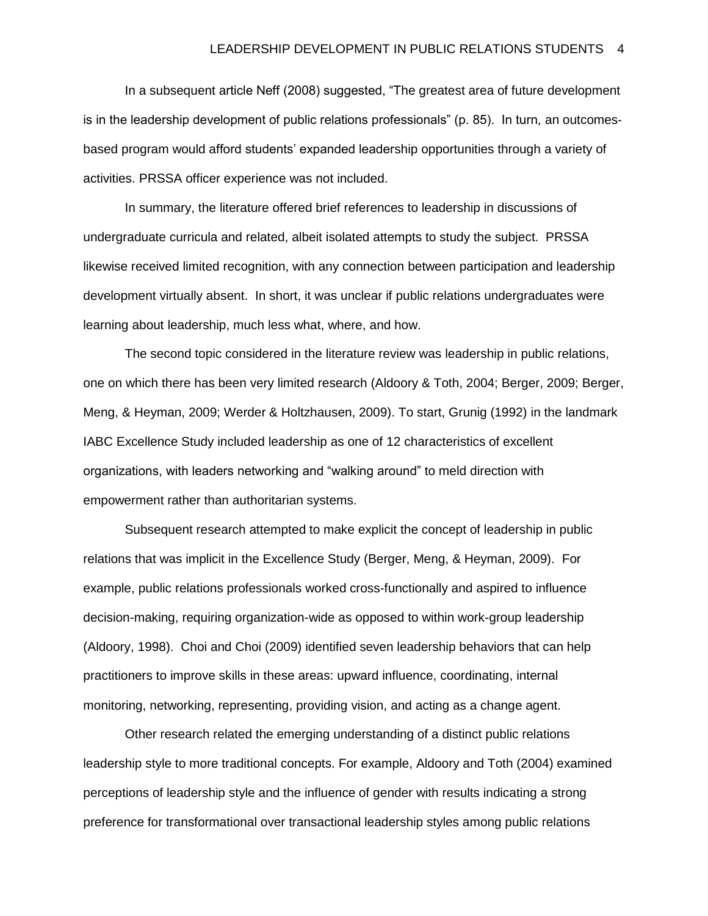In a subsequent article Neff (2008) suggested, "The greatest area of future development is in the leadership development of public relations professionals" (p. 85). In turn, an outcomes-based program would afford students' expanded leadership opportunities through a variety of activities. PRSSA officer experience was not included.

In summary, the literature offered brief references to leadership in discussions of undergraduate curricula and related, albeit isolated attempts to study the subject. PRSSA likewise received limited recognition, with any connection between participation and leadership development virtually absent. In short, it was unclear if public relations undergraduates were learning about leadership, much less what, where, and how.

The second topic considered in the literature review was leadership in public relations, one on which there has been very limited research (Aldoory & Toth, 2004; Berger, 2009; Berger, Meng, & Heyman, 2009; Werder & Holtzhausen, 2009). To start, Grunig (1992) in the landmark IABC Excellence Study included leadership as one of 12 characteristics of excellent organizations, with leaders networking and "walking around" to meld direction with empowerment rather than authoritarian systems.

Subsequent research attempted to make explicit the concept of leadership in public relations that was implicit in the Excellence Study (Berger, Meng, & Heyman, 2009). For example, public relations professionals worked cross-functionally and aspired to influence decision-making, requiring organization-wide as opposed to within work-group leadership (Aldoory, 1998). Choi and Choi (2009) identified seven leadership behaviors that can help practitioners to improve skills in these areas: upward influence, coordinating, internal monitoring, networking, representing, providing vision, and acting as a change agent.

Other research related the emerging understanding of a distinct public relations leadership style to more traditional concepts. For example, Aldoory and Toth (2004) examined perceptions of leadership style and the influence of gender with results indicating a strong preference for transformational over transactional leadership styles among public relations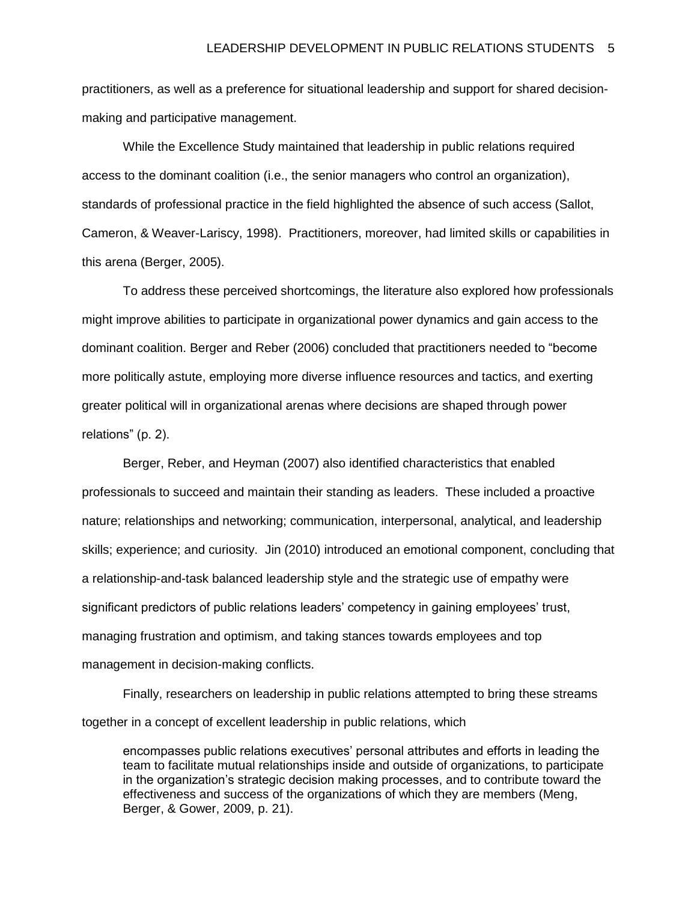practitioners, as well as a preference for situational leadership and support for shared decision-making and participative management.

While the Excellence Study maintained that leadership in public relations required access to the dominant coalition (i.e., the senior managers who control an organization), standards of professional practice in the field highlighted the absence of such access (Sallot, Cameron, & Weaver-Lariscy, 1998). Practitioners, moreover, had limited skills or capabilities in this arena (Berger, 2005).

To address these perceived shortcomings, the literature also explored how professionals might improve abilities to participate in organizational power dynamics and gain access to the dominant coalition. Berger and Reber (2006) concluded that practitioners needed to "become more politically astute, employing more diverse influence resources and tactics, and exerting greater political will in organizational arenas where decisions are shaped through power relations" (p. 2).

Berger, Reber, and Heyman (2007) also identified characteristics that enabled professionals to succeed and maintain their standing as leaders. These included a proactive nature; relationships and networking; communication, interpersonal, analytical, and leadership skills; experience; and curiosity. Jin (2010) introduced an emotional component, concluding that a relationship-and-task balanced leadership style and the strategic use of empathy were significant predictors of public relations leaders' competency in gaining employees' trust, managing frustration and optimism, and taking stances towards employees and top management in decision-making conflicts.

Finally, researchers on leadership in public relations attempted to bring these streams together in a concept of excellent leadership in public relations, which

> encompasses public relations executives' personal attributes and efforts in leading the team to facilitate mutual relationships inside and outside of organizations, to participate in the organization's strategic decision making processes, and to contribute toward the effectiveness and success of the organizations of which they are members (Meng, Berger, & Gower, 2009, p. 21).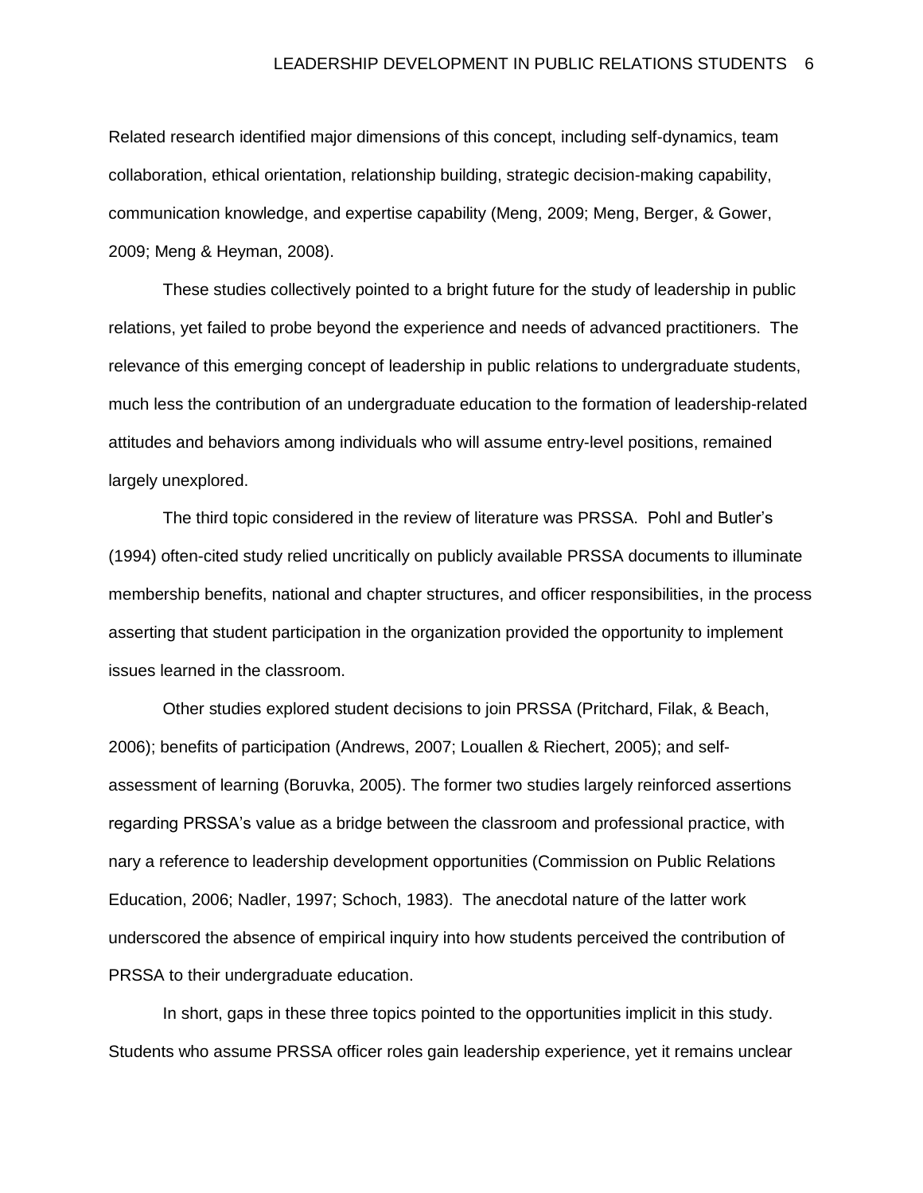Related research identified major dimensions of this concept, including self-dynamics, team collaboration, ethical orientation, relationship building, strategic decision-making capability, communication knowledge, and expertise capability (Meng, 2009; Meng, Berger, & Gower, 2009; Meng & Heyman, 2008).

These studies collectively pointed to a bright future for the study of leadership in public relations, yet failed to probe beyond the experience and needs of advanced practitioners. The relevance of this emerging concept of leadership in public relations to undergraduate students, much less the contribution of an undergraduate education to the formation of leadership-related attitudes and behaviors among individuals who will assume entry-level positions, remained largely unexplored.

The third topic considered in the review of literature was PRSSA. Pohl and Butler's (1994) often-cited study relied uncritically on publicly available PRSSA documents to illuminate membership benefits, national and chapter structures, and officer responsibilities, in the process asserting that student participation in the organization provided the opportunity to implement issues learned in the classroom.

Other studies explored student decisions to join PRSSA (Pritchard, Filak, & Beach, 2006); benefits of participation (Andrews, 2007; Louallen & Riechert, 2005); and self-assessment of learning (Boruvka, 2005). The former two studies largely reinforced assertions regarding PRSSA's value as a bridge between the classroom and professional practice, with nary a reference to leadership development opportunities (Commission on Public Relations Education, 2006; Nadler, 1997; Schoch, 1983). The anecdotal nature of the latter work underscored the absence of empirical inquiry into how students perceived the contribution of PRSSA to their undergraduate education.

In short, gaps in these three topics pointed to the opportunities implicit in this study. Students who assume PRSSA officer roles gain leadership experience, yet it remains unclear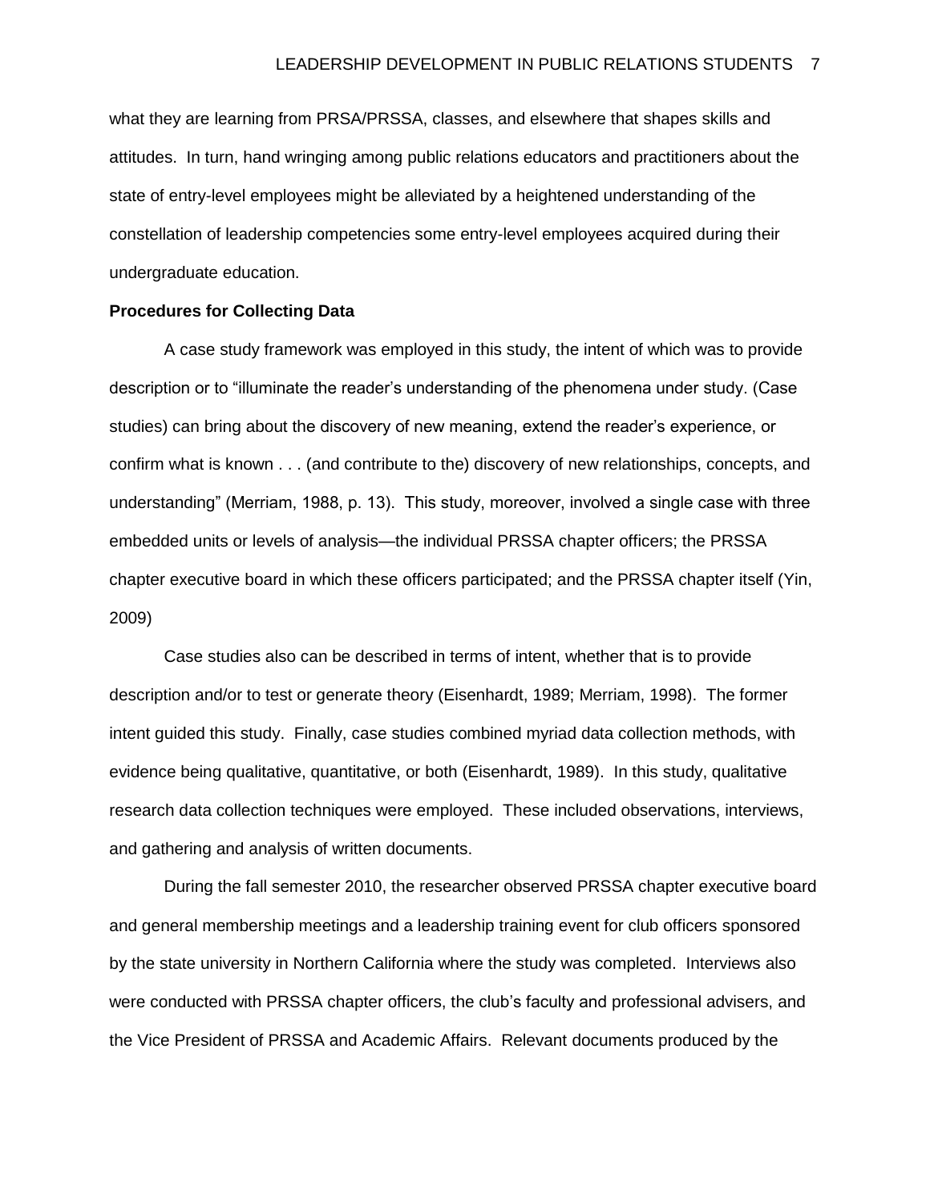what they are learning from PRSA/PRSSA, classes, and elsewhere that shapes skills and attitudes. In turn, hand wringing among public relations educators and practitioners about the state of entry-level employees might be alleviated by a heightened understanding of the constellation of leadership competencies some entry-level employees acquired during their undergraduate education.

**Procedures for Collecting Data**

A case study framework was employed in this study, the intent of which was to provide description or to "illuminate the reader's understanding of the phenomena under study. (Case studies) can bring about the discovery of new meaning, extend the reader's experience, or confirm what is known . . . (and contribute to the) discovery of new relationships, concepts, and understanding" (Merriam, 1988, p. 13). This study, moreover, involved a single case with three embedded units or levels of analysis—the individual PRSSA chapter officers; the PRSSA chapter executive board in which these officers participated; and the PRSSA chapter itself (Yin, 2009)

Case studies also can be described in terms of intent, whether that is to provide description and/or to test or generate theory (Eisenhardt, 1989; Merriam, 1998). The former intent guided this study. Finally, case studies combined myriad data collection methods, with evidence being qualitative, quantitative, or both (Eisenhardt, 1989). In this study, qualitative research data collection techniques were employed. These included observations, interviews, and gathering and analysis of written documents.

During the fall semester 2010, the researcher observed PRSSA chapter executive board and general membership meetings and a leadership training event for club officers sponsored by the state university in Northern California where the study was completed. Interviews also were conducted with PRSSA chapter officers, the club's faculty and professional advisers, and the Vice President of PRSSA and Academic Affairs. Relevant documents produced by the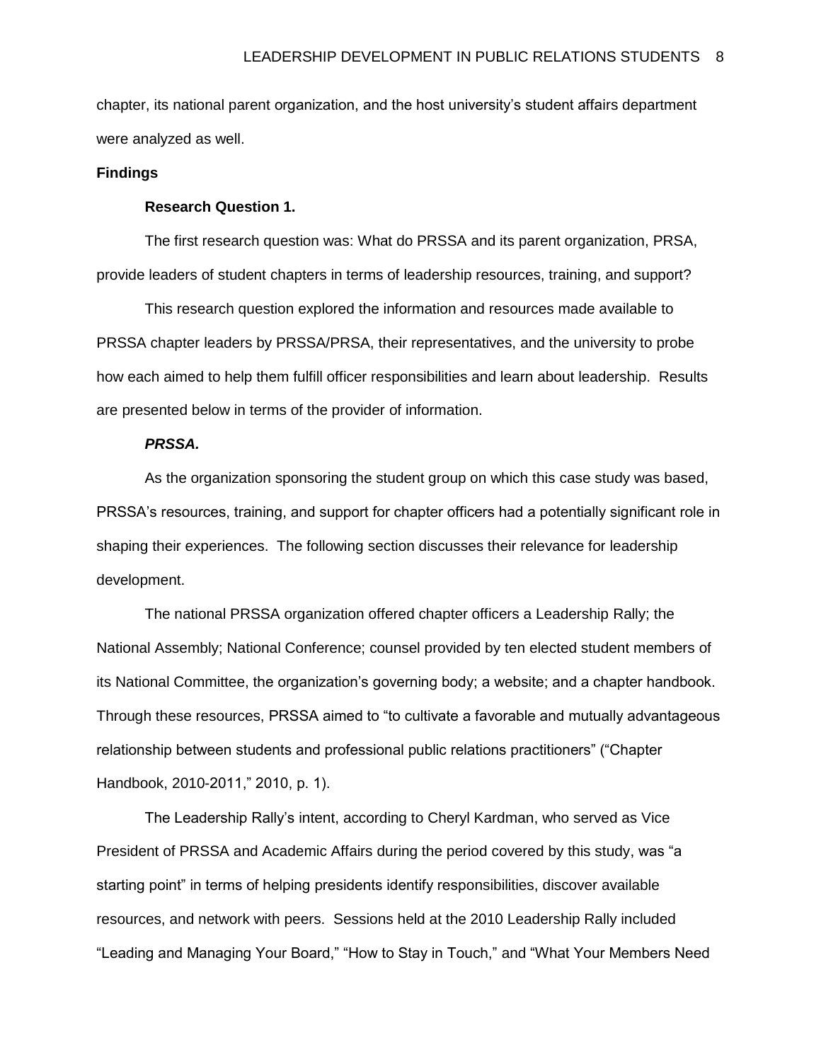chapter, its national parent organization, and the host university's student affairs department were analyzed as well.

## Findings

### Research Question 1.

The first research question was: What do PRSSA and its parent organization, PRSA, provide leaders of student chapters in terms of leadership resources, training, and support?

This research question explored the information and resources made available to PRSSA chapter leaders by PRSSA/PRSA, their representatives, and the university to probe how each aimed to help them fulfill officer responsibilities and learn about leadership. Results are presented below in terms of the provider of information.

#### *PRSSA.*

As the organization sponsoring the student group on which this case study was based, PRSSA's resources, training, and support for chapter officers had a potentially significant role in shaping their experiences. The following section discusses their relevance for leadership development.

The national PRSSA organization offered chapter officers a Leadership Rally; the National Assembly; National Conference; counsel provided by ten elected student members of its National Committee, the organization's governing body; a website; and a chapter handbook. Through these resources, PRSSA aimed to "to cultivate a favorable and mutually advantageous relationship between students and professional public relations practitioners" ("Chapter Handbook, 2010-2011," 2010, p. 1).

The Leadership Rally's intent, according to Cheryl Kardman, who served as Vice President of PRSSA and Academic Affairs during the period covered by this study, was "a starting point" in terms of helping presidents identify responsibilities, discover available resources, and network with peers. Sessions held at the 2010 Leadership Rally included "Leading and Managing Your Board," "How to Stay in Touch," and "What Your Members Need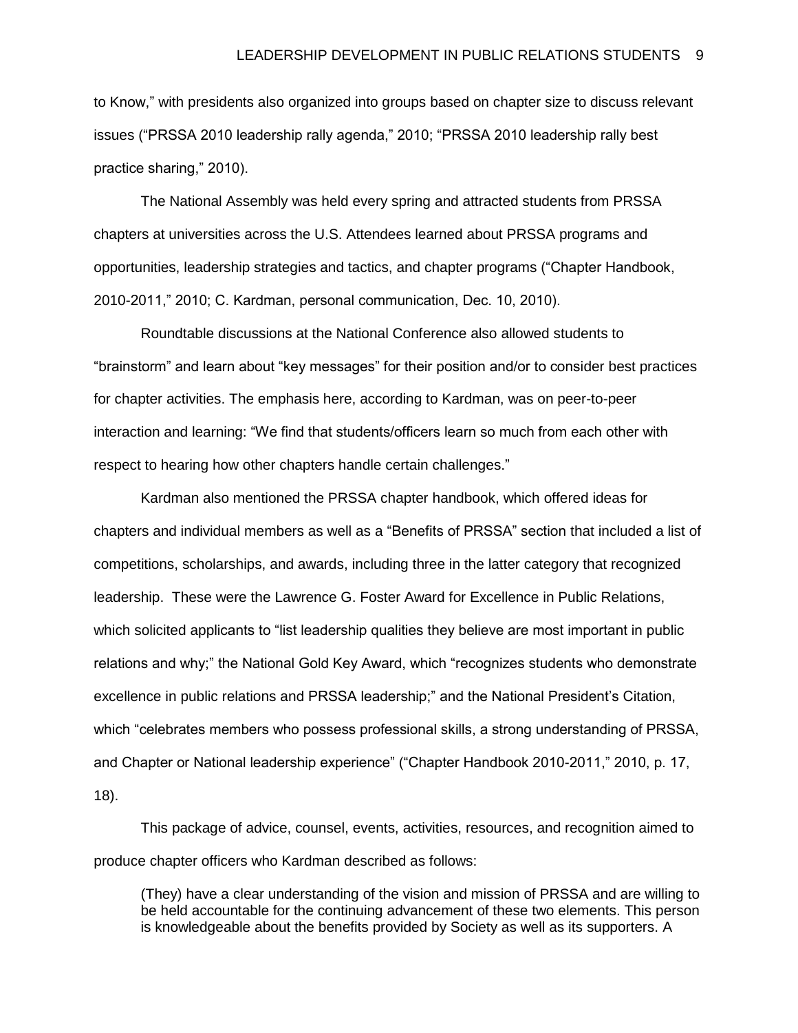to Know," with presidents also organized into groups based on chapter size to discuss relevant issues ("PRSSA 2010 leadership rally agenda," 2010; "PRSSA 2010 leadership rally best practice sharing," 2010).

The National Assembly was held every spring and attracted students from PRSSA chapters at universities across the U.S. Attendees learned about PRSSA programs and opportunities, leadership strategies and tactics, and chapter programs ("Chapter Handbook, 2010-2011," 2010; C. Kardman, personal communication, Dec. 10, 2010).

Roundtable discussions at the National Conference also allowed students to "brainstorm" and learn about "key messages" for their position and/or to consider best practices for chapter activities. The emphasis here, according to Kardman, was on peer-to-peer interaction and learning: "We find that students/officers learn so much from each other with respect to hearing how other chapters handle certain challenges."

Kardman also mentioned the PRSSA chapter handbook, which offered ideas for chapters and individual members as well as a "Benefits of PRSSA" section that included a list of competitions, scholarships, and awards, including three in the latter category that recognized leadership. These were the Lawrence G. Foster Award for Excellence in Public Relations, which solicited applicants to "list leadership qualities they believe are most important in public relations and why;" the National Gold Key Award, which "recognizes students who demonstrate excellence in public relations and PRSSA leadership;" and the National President's Citation, which "celebrates members who possess professional skills, a strong understanding of PRSSA, and Chapter or National leadership experience" ("Chapter Handbook 2010-2011," 2010, p. 17, 18).

This package of advice, counsel, events, activities, resources, and recognition aimed to produce chapter officers who Kardman described as follows:

> (They) have a clear understanding of the vision and mission of PRSSA and are willing to be held accountable for the continuing advancement of these two elements. This person is knowledgeable about the benefits provided by Society as well as its supporters. A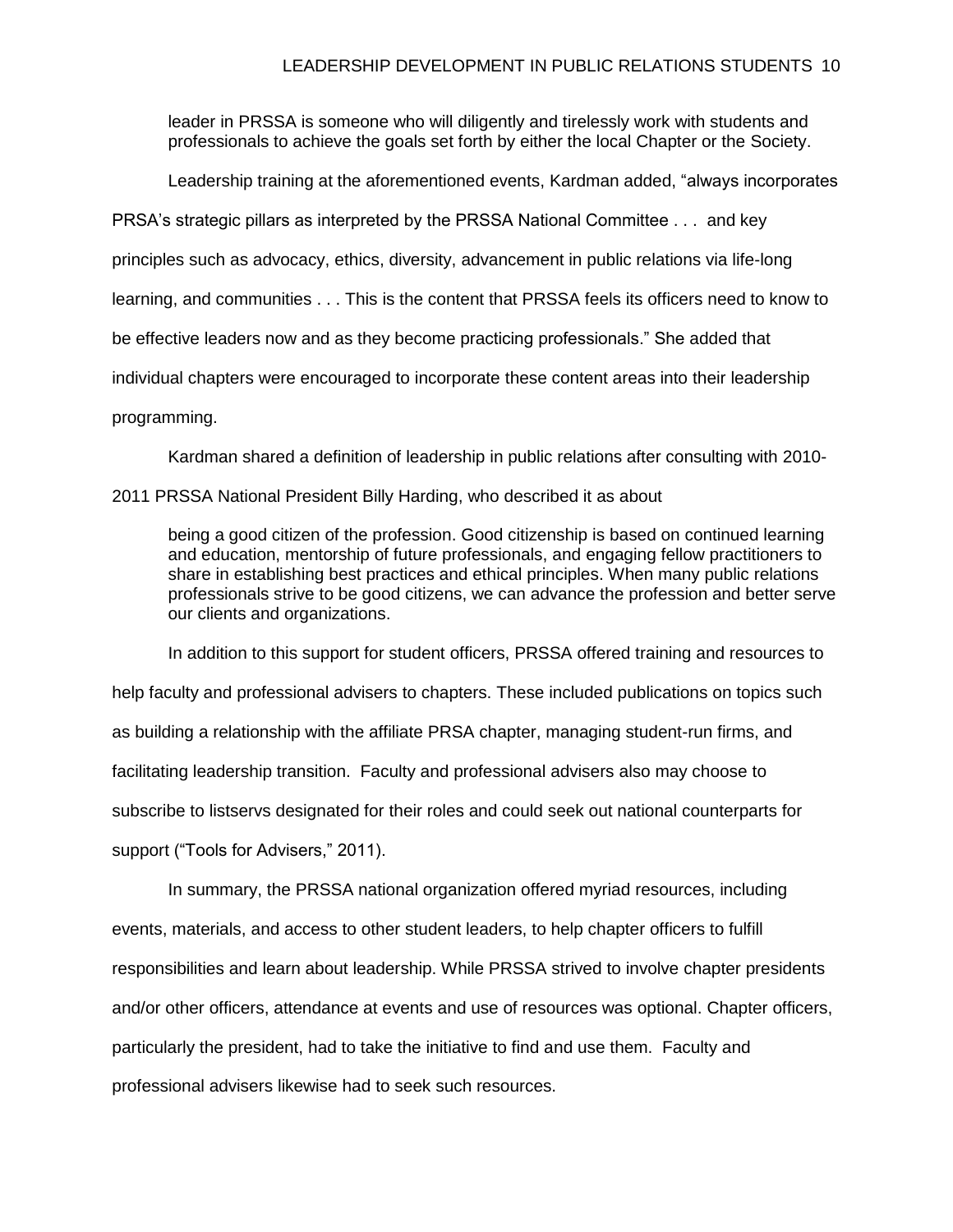> leader in PRSSA is someone who will diligently and tirelessly work with students and professionals to achieve the goals set forth by either the local Chapter or the Society.

Leadership training at the aforementioned events, Kardman added, "always incorporates PRSA's strategic pillars as interpreted by the PRSSA National Committee . . . and key principles such as advocacy, ethics, diversity, advancement in public relations via life-long learning, and communities . . . This is the content that PRSSA feels its officers need to know to be effective leaders now and as they become practicing professionals." She added that individual chapters were encouraged to incorporate these content areas into their leadership programming.

Kardman shared a definition of leadership in public relations after consulting with 2010-2011 PRSSA National President Billy Harding, who described it as about

> being a good citizen of the profession. Good citizenship is based on continued learning and education, mentorship of future professionals, and engaging fellow practitioners to share in establishing best practices and ethical principles. When many public relations professionals strive to be good citizens, we can advance the profession and better serve our clients and organizations.

In addition to this support for student officers, PRSSA offered training and resources to help faculty and professional advisers to chapters. These included publications on topics such as building a relationship with the affiliate PRSA chapter, managing student-run firms, and facilitating leadership transition. Faculty and professional advisers also may choose to subscribe to listservs designated for their roles and could seek out national counterparts for support ("Tools for Advisers," 2011).

In summary, the PRSSA national organization offered myriad resources, including events, materials, and access to other student leaders, to help chapter officers to fulfill responsibilities and learn about leadership. While PRSSA strived to involve chapter presidents and/or other officers, attendance at events and use of resources was optional. Chapter officers, particularly the president, had to take the initiative to find and use them. Faculty and professional advisers likewise had to seek such resources.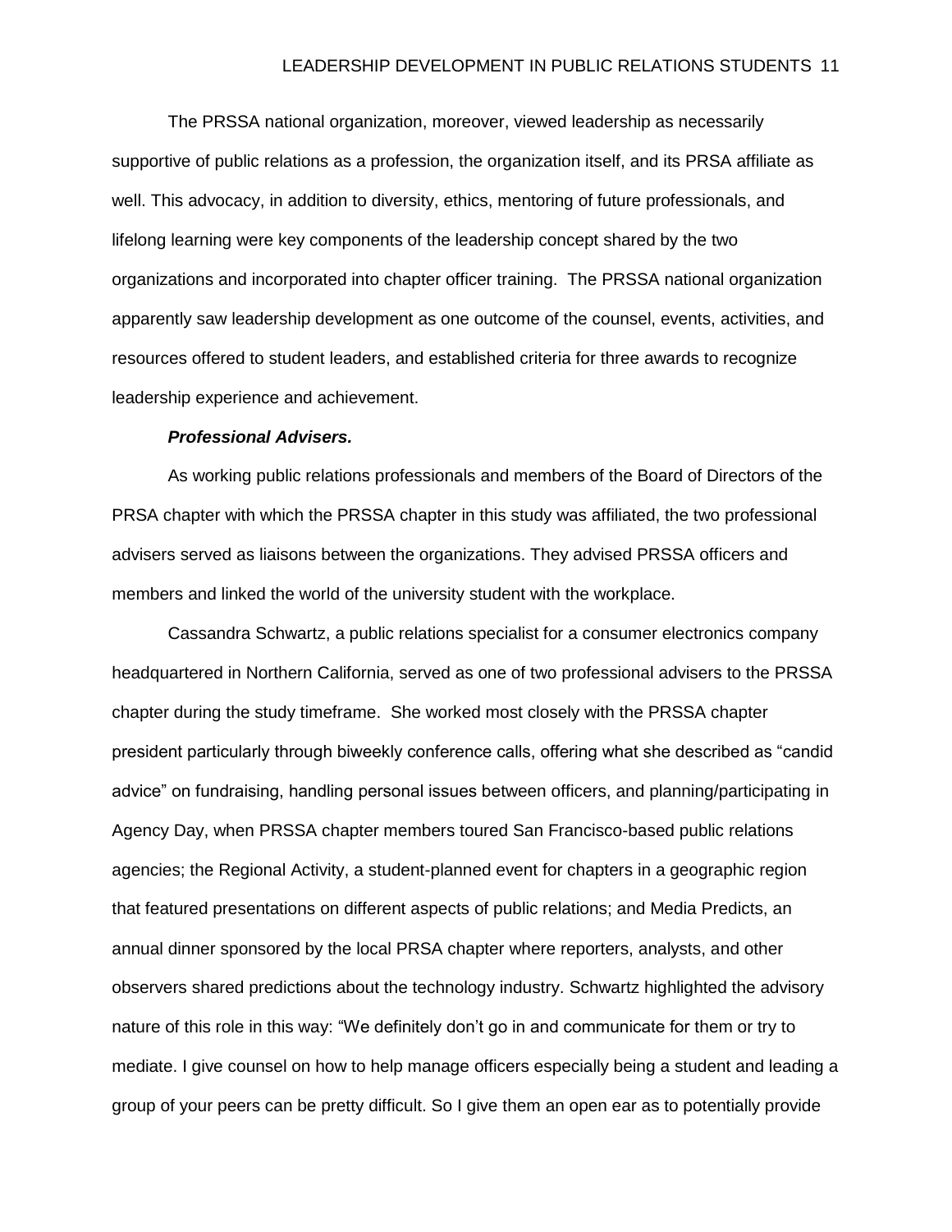The PRSSA national organization, moreover, viewed leadership as necessarily supportive of public relations as a profession, the organization itself, and its PRSA affiliate as well. This advocacy, in addition to diversity, ethics, mentoring of future professionals, and lifelong learning were key components of the leadership concept shared by the two organizations and incorporated into chapter officer training. The PRSSA national organization apparently saw leadership development as one outcome of the counsel, events, activities, and resources offered to student leaders, and established criteria for three awards to recognize leadership experience and achievement.

***Professional Advisers.***

As working public relations professionals and members of the Board of Directors of the PRSA chapter with which the PRSSA chapter in this study was affiliated, the two professional advisers served as liaisons between the organizations. They advised PRSSA officers and members and linked the world of the university student with the workplace.

Cassandra Schwartz, a public relations specialist for a consumer electronics company headquartered in Northern California, served as one of two professional advisers to the PRSSA chapter during the study timeframe. She worked most closely with the PRSSA chapter president particularly through biweekly conference calls, offering what she described as "candid advice" on fundraising, handling personal issues between officers, and planning/participating in Agency Day, when PRSSA chapter members toured San Francisco-based public relations agencies; the Regional Activity, a student-planned event for chapters in a geographic region that featured presentations on different aspects of public relations; and Media Predicts, an annual dinner sponsored by the local PRSA chapter where reporters, analysts, and other observers shared predictions about the technology industry. Schwartz highlighted the advisory nature of this role in this way: "We definitely don't go in and communicate for them or try to mediate. I give counsel on how to help manage officers especially being a student and leading a group of your peers can be pretty difficult. So I give them an open ear as to potentially provide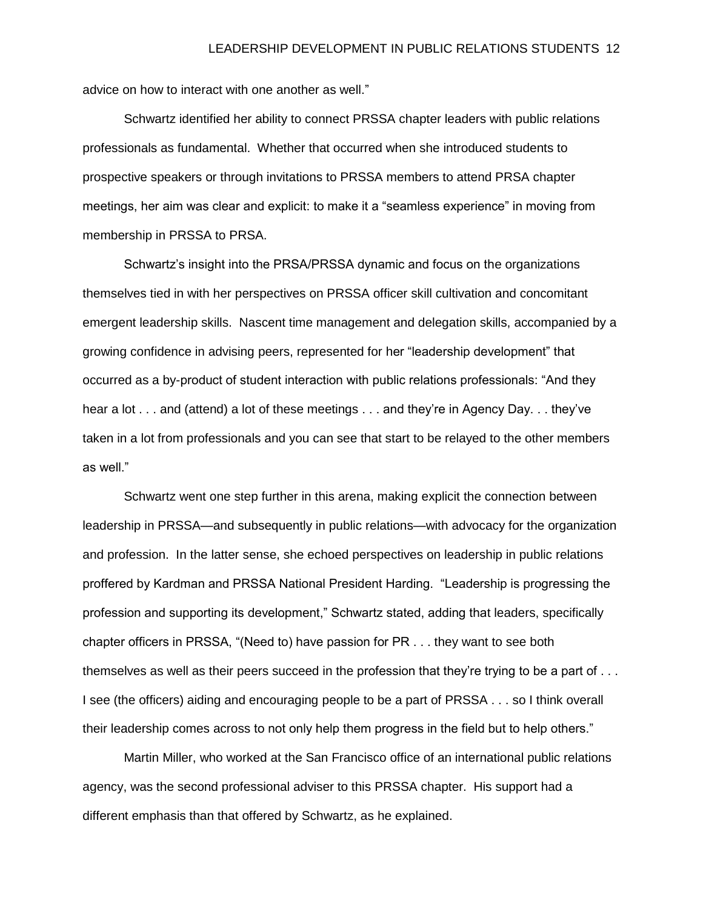advice on how to interact with one another as well."

Schwartz identified her ability to connect PRSSA chapter leaders with public relations professionals as fundamental. Whether that occurred when she introduced students to prospective speakers or through invitations to PRSSA members to attend PRSA chapter meetings, her aim was clear and explicit: to make it a "seamless experience" in moving from membership in PRSSA to PRSA.

Schwartz's insight into the PRSA/PRSSA dynamic and focus on the organizations themselves tied in with her perspectives on PRSSA officer skill cultivation and concomitant emergent leadership skills. Nascent time management and delegation skills, accompanied by a growing confidence in advising peers, represented for her "leadership development" that occurred as a by-product of student interaction with public relations professionals: "And they hear a lot . . . and (attend) a lot of these meetings . . . and they're in Agency Day. . . they've taken in a lot from professionals and you can see that start to be relayed to the other members as well."

Schwartz went one step further in this arena, making explicit the connection between leadership in PRSSA—and subsequently in public relations—with advocacy for the organization and profession. In the latter sense, she echoed perspectives on leadership in public relations proffered by Kardman and PRSSA National President Harding. "Leadership is progressing the profession and supporting its development," Schwartz stated, adding that leaders, specifically chapter officers in PRSSA, "(Need to) have passion for PR . . . they want to see both themselves as well as their peers succeed in the profession that they're trying to be a part of . . . I see (the officers) aiding and encouraging people to be a part of PRSSA . . . so I think overall their leadership comes across to not only help them progress in the field but to help others."

Martin Miller, who worked at the San Francisco office of an international public relations agency, was the second professional adviser to this PRSSA chapter. His support had a different emphasis than that offered by Schwartz, as he explained.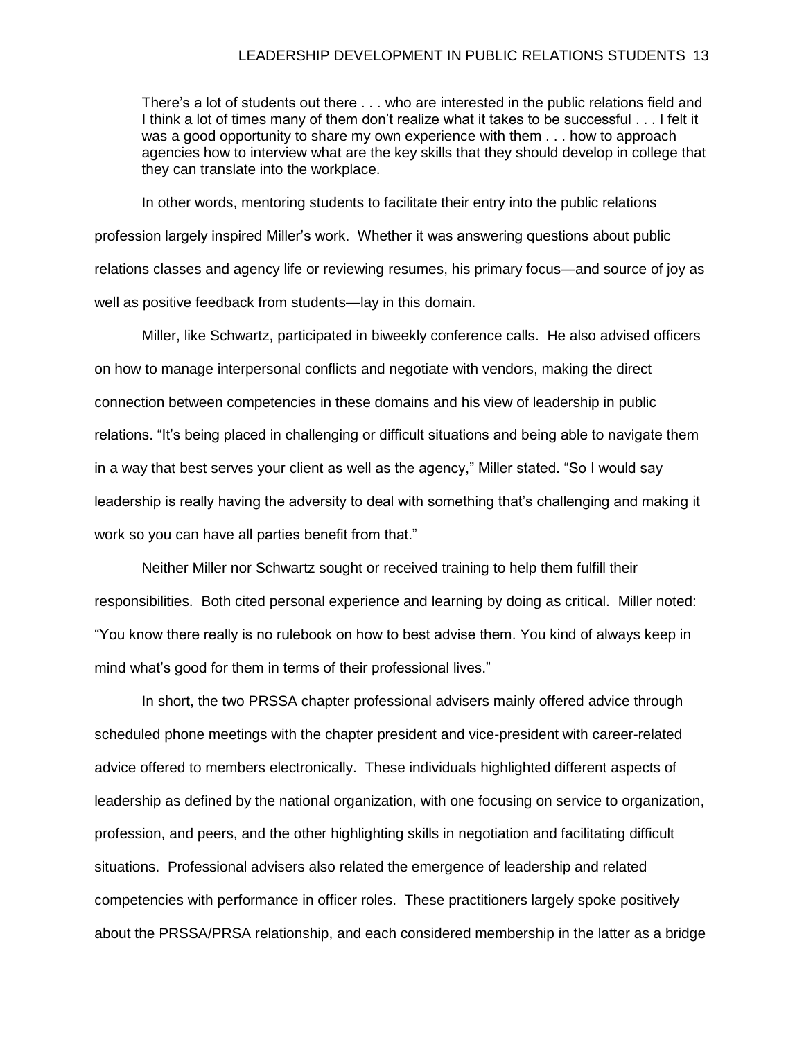> There's a lot of students out there . . . who are interested in the public relations field and I think a lot of times many of them don't realize what it takes to be successful . . . I felt it was a good opportunity to share my own experience with them . . . how to approach agencies how to interview what are the key skills that they should develop in college that they can translate into the workplace.

In other words, mentoring students to facilitate their entry into the public relations profession largely inspired Miller's work. Whether it was answering questions about public relations classes and agency life or reviewing resumes, his primary focus—and source of joy as well as positive feedback from students—lay in this domain.

Miller, like Schwartz, participated in biweekly conference calls. He also advised officers on how to manage interpersonal conflicts and negotiate with vendors, making the direct connection between competencies in these domains and his view of leadership in public relations. "It's being placed in challenging or difficult situations and being able to navigate them in a way that best serves your client as well as the agency," Miller stated. "So I would say leadership is really having the adversity to deal with something that's challenging and making it work so you can have all parties benefit from that."

Neither Miller nor Schwartz sought or received training to help them fulfill their responsibilities. Both cited personal experience and learning by doing as critical. Miller noted: "You know there really is no rulebook on how to best advise them. You kind of always keep in mind what's good for them in terms of their professional lives."

In short, the two PRSSA chapter professional advisers mainly offered advice through scheduled phone meetings with the chapter president and vice-president with career-related advice offered to members electronically. These individuals highlighted different aspects of leadership as defined by the national organization, with one focusing on service to organization, profession, and peers, and the other highlighting skills in negotiation and facilitating difficult situations. Professional advisers also related the emergence of leadership and related competencies with performance in officer roles. These practitioners largely spoke positively about the PRSSA/PRSA relationship, and each considered membership in the latter as a bridge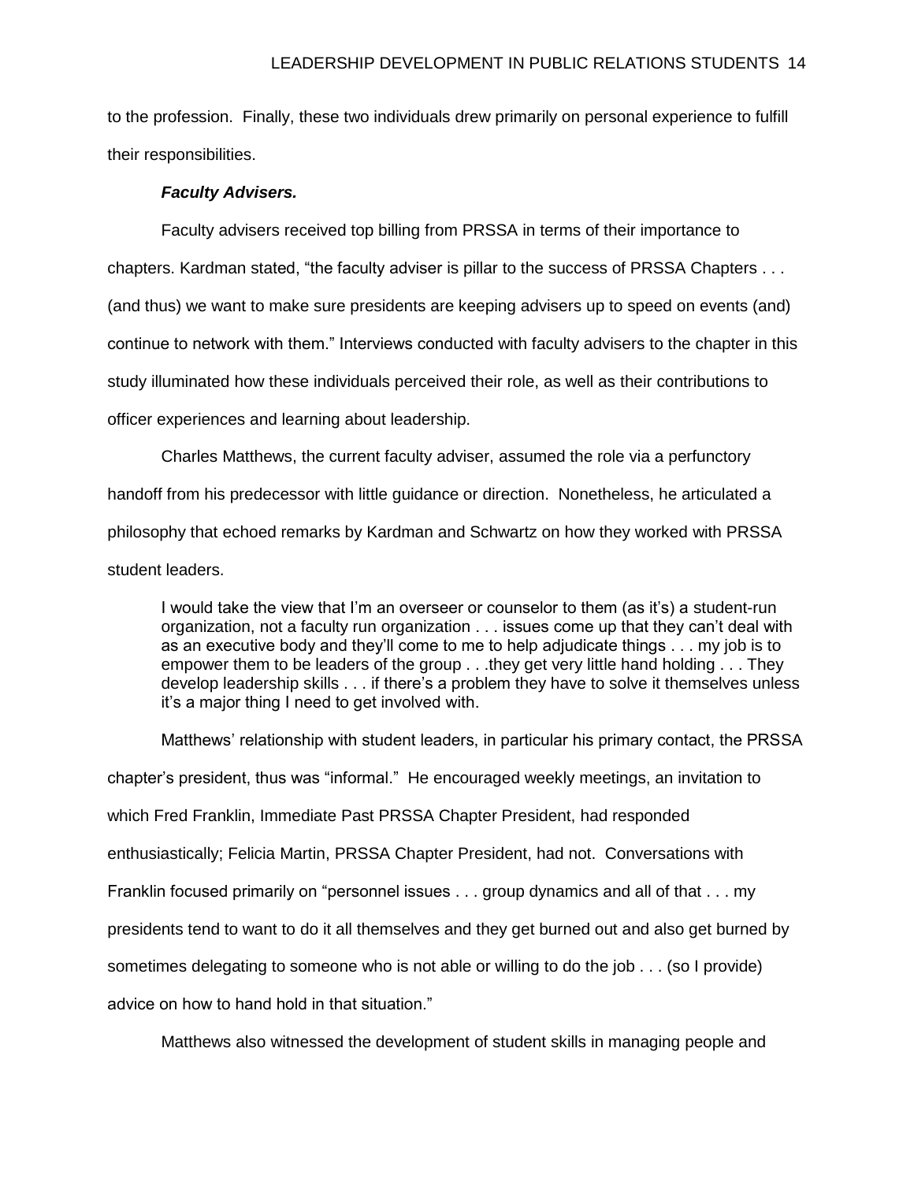to the profession. Finally, these two individuals drew primarily on personal experience to fulfill their responsibilities.

***Faculty Advisers.***

Faculty advisers received top billing from PRSSA in terms of their importance to chapters. Kardman stated, “the faculty adviser is pillar to the success of PRSSA Chapters . . . (and thus) we want to make sure presidents are keeping advisers up to speed on events (and) continue to network with them.” Interviews conducted with faculty advisers to the chapter in this study illuminated how these individuals perceived their role, as well as their contributions to officer experiences and learning about leadership.

Charles Matthews, the current faculty adviser, assumed the role via a perfunctory handoff from his predecessor with little guidance or direction. Nonetheless, he articulated a philosophy that echoed remarks by Kardman and Schwartz on how they worked with PRSSA student leaders.

> I would take the view that I’m an overseer or counselor to them (as it’s) a student-run organization, not a faculty run organization . . . issues come up that they can’t deal with as an executive body and they’ll come to me to help adjudicate things . . . my job is to empower them to be leaders of the group . . .they get very little hand holding . . . They develop leadership skills . . . if there’s a problem they have to solve it themselves unless it’s a major thing I need to get involved with.

Matthews’ relationship with student leaders, in particular his primary contact, the PRSSA chapter’s president, thus was “informal.” He encouraged weekly meetings, an invitation to which Fred Franklin, Immediate Past PRSSA Chapter President, had responded enthusiastically; Felicia Martin, PRSSA Chapter President, had not. Conversations with Franklin focused primarily on “personnel issues . . . group dynamics and all of that . . . my presidents tend to want to do it all themselves and they get burned out and also get burned by sometimes delegating to someone who is not able or willing to do the job . . . (so I provide) advice on how to hand hold in that situation.”

Matthews also witnessed the development of student skills in managing people and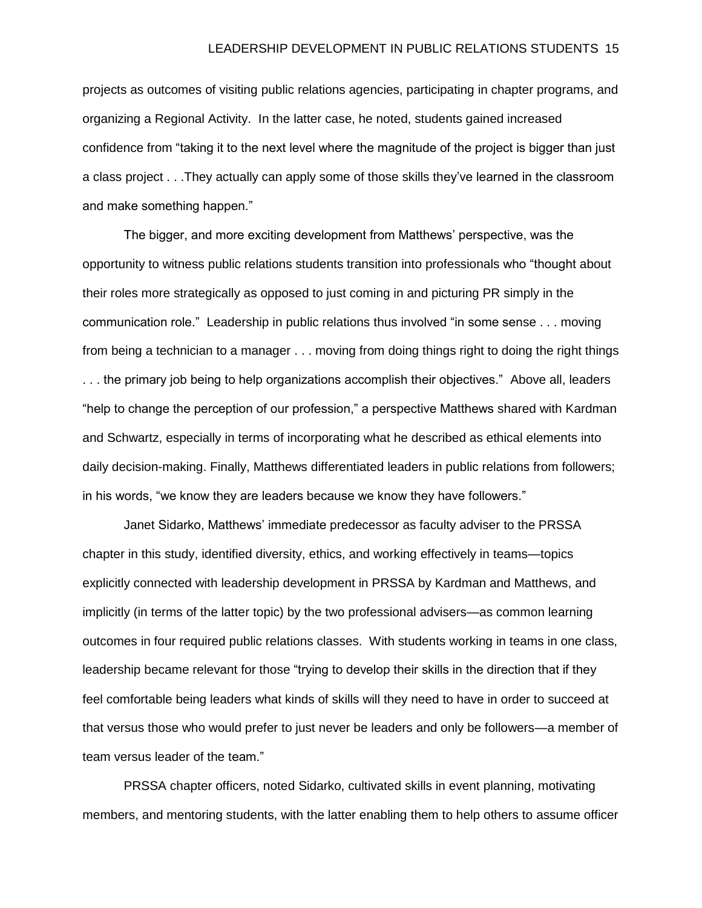projects as outcomes of visiting public relations agencies, participating in chapter programs, and organizing a Regional Activity. In the latter case, he noted, students gained increased confidence from "taking it to the next level where the magnitude of the project is bigger than just a class project . . .They actually can apply some of those skills they've learned in the classroom and make something happen."

The bigger, and more exciting development from Matthews' perspective, was the opportunity to witness public relations students transition into professionals who "thought about their roles more strategically as opposed to just coming in and picturing PR simply in the communication role." Leadership in public relations thus involved "in some sense . . . moving from being a technician to a manager . . . moving from doing things right to doing the right things . . . the primary job being to help organizations accomplish their objectives." Above all, leaders "help to change the perception of our profession," a perspective Matthews shared with Kardman and Schwartz, especially in terms of incorporating what he described as ethical elements into daily decision-making. Finally, Matthews differentiated leaders in public relations from followers; in his words, "we know they are leaders because we know they have followers."

Janet Sidarko, Matthews' immediate predecessor as faculty adviser to the PRSSA chapter in this study, identified diversity, ethics, and working effectively in teams—topics explicitly connected with leadership development in PRSSA by Kardman and Matthews, and implicitly (in terms of the latter topic) by the two professional advisers—as common learning outcomes in four required public relations classes. With students working in teams in one class, leadership became relevant for those "trying to develop their skills in the direction that if they feel comfortable being leaders what kinds of skills will they need to have in order to succeed at that versus those who would prefer to just never be leaders and only be followers—a member of team versus leader of the team."

PRSSA chapter officers, noted Sidarko, cultivated skills in event planning, motivating members, and mentoring students, with the latter enabling them to help others to assume officer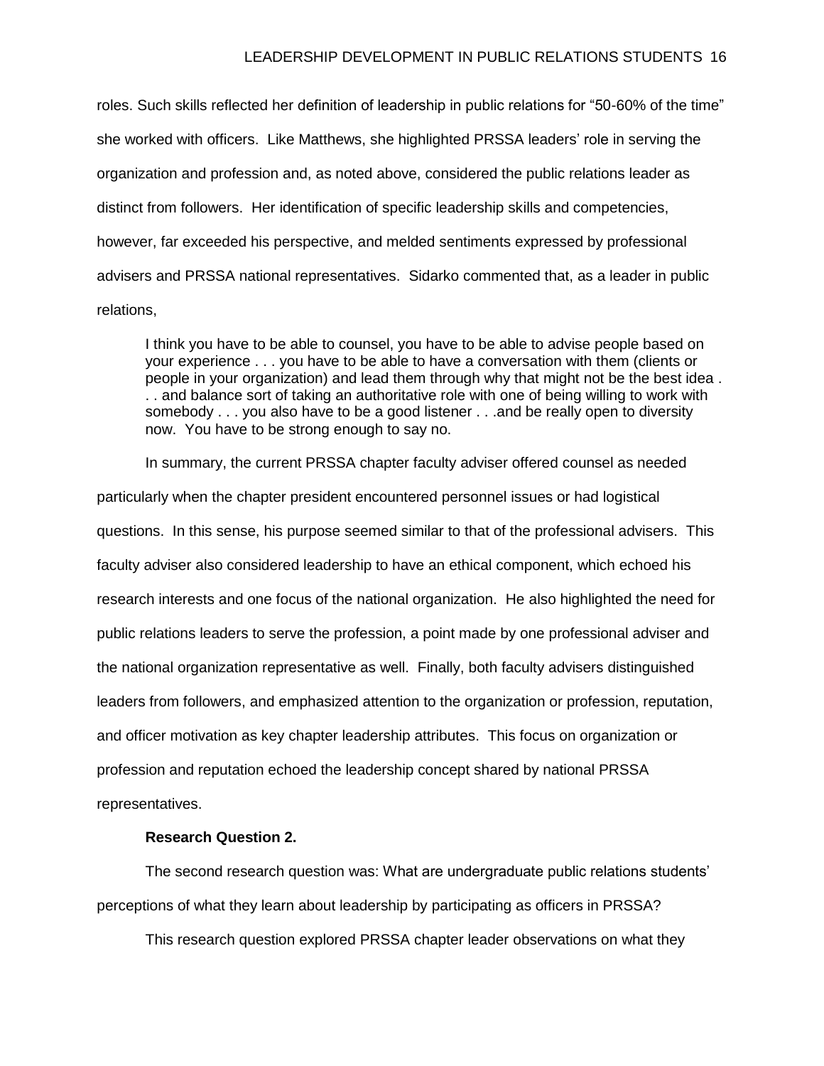roles. Such skills reflected her definition of leadership in public relations for "50-60% of the time" she worked with officers. Like Matthews, she highlighted PRSSA leaders' role in serving the organization and profession and, as noted above, considered the public relations leader as distinct from followers. Her identification of specific leadership skills and competencies, however, far exceeded his perspective, and melded sentiments expressed by professional advisers and PRSSA national representatives. Sidarko commented that, as a leader in public relations,

> I think you have to be able to counsel, you have to be able to advise people based on your experience . . . you have to be able to have a conversation with them (clients or people in your organization) and lead them through why that might not be the best idea . . . and balance sort of taking an authoritative role with one of being willing to work with somebody . . . you also have to be a good listener . . .and be really open to diversity now. You have to be strong enough to say no.

In summary, the current PRSSA chapter faculty adviser offered counsel as needed particularly when the chapter president encountered personnel issues or had logistical questions. In this sense, his purpose seemed similar to that of the professional advisers. This faculty adviser also considered leadership to have an ethical component, which echoed his research interests and one focus of the national organization. He also highlighted the need for public relations leaders to serve the profession, a point made by one professional adviser and the national organization representative as well. Finally, both faculty advisers distinguished leaders from followers, and emphasized attention to the organization or profession, reputation, and officer motivation as key chapter leadership attributes. This focus on organization or profession and reputation echoed the leadership concept shared by national PRSSA representatives.

**Research Question 2.**

The second research question was: What are undergraduate public relations students' perceptions of what they learn about leadership by participating as officers in PRSSA?

This research question explored PRSSA chapter leader observations on what they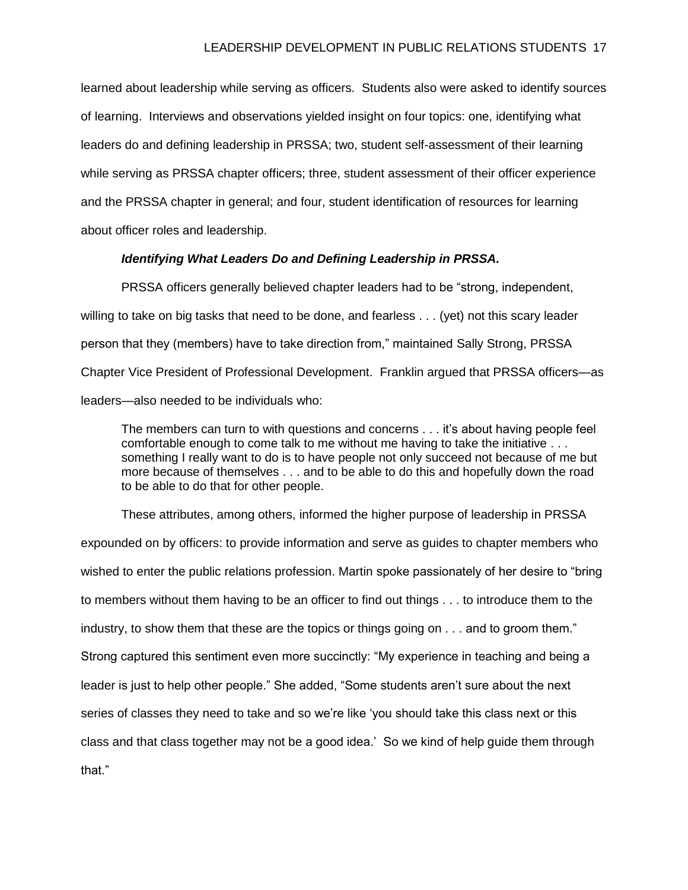learned about leadership while serving as officers.  Students also were asked to identify sources of learning.  Interviews and observations yielded insight on four topics: one, identifying what leaders do and defining leadership in PRSSA; two, student self-assessment of their learning while serving as PRSSA chapter officers; three, student assessment of their officer experience and the PRSSA chapter in general; and four, student identification of resources for learning about officer roles and leadership.

***Identifying What Leaders Do and Defining Leadership in PRSSA.***

PRSSA officers generally believed chapter leaders had to be "strong, independent, willing to take on big tasks that need to be done, and fearless . . . (yet) not this scary leader person that they (members) have to take direction from," maintained Sally Strong, PRSSA Chapter Vice President of Professional Development.  Franklin argued that PRSSA officers—as leaders—also needed to be individuals who:

> The members can turn to with questions and concerns . . . it's about having people feel comfortable enough to come talk to me without me having to take the initiative . . . something I really want to do is to have people not only succeed not because of me but more because of themselves . . . and to be able to do this and hopefully down the road to be able to do that for other people.

These attributes, among others, informed the higher purpose of leadership in PRSSA expounded on by officers: to provide information and serve as guides to chapter members who wished to enter the public relations profession. Martin spoke passionately of her desire to "bring to members without them having to be an officer to find out things . . . to introduce them to the industry, to show them that these are the topics or things going on . . . and to groom them." Strong captured this sentiment even more succinctly: "My experience in teaching and being a leader is just to help other people." She added, "Some students aren't sure about the next series of classes they need to take and so we're like 'you should take this class next or this class and that class together may not be a good idea.'  So we kind of help guide them through that."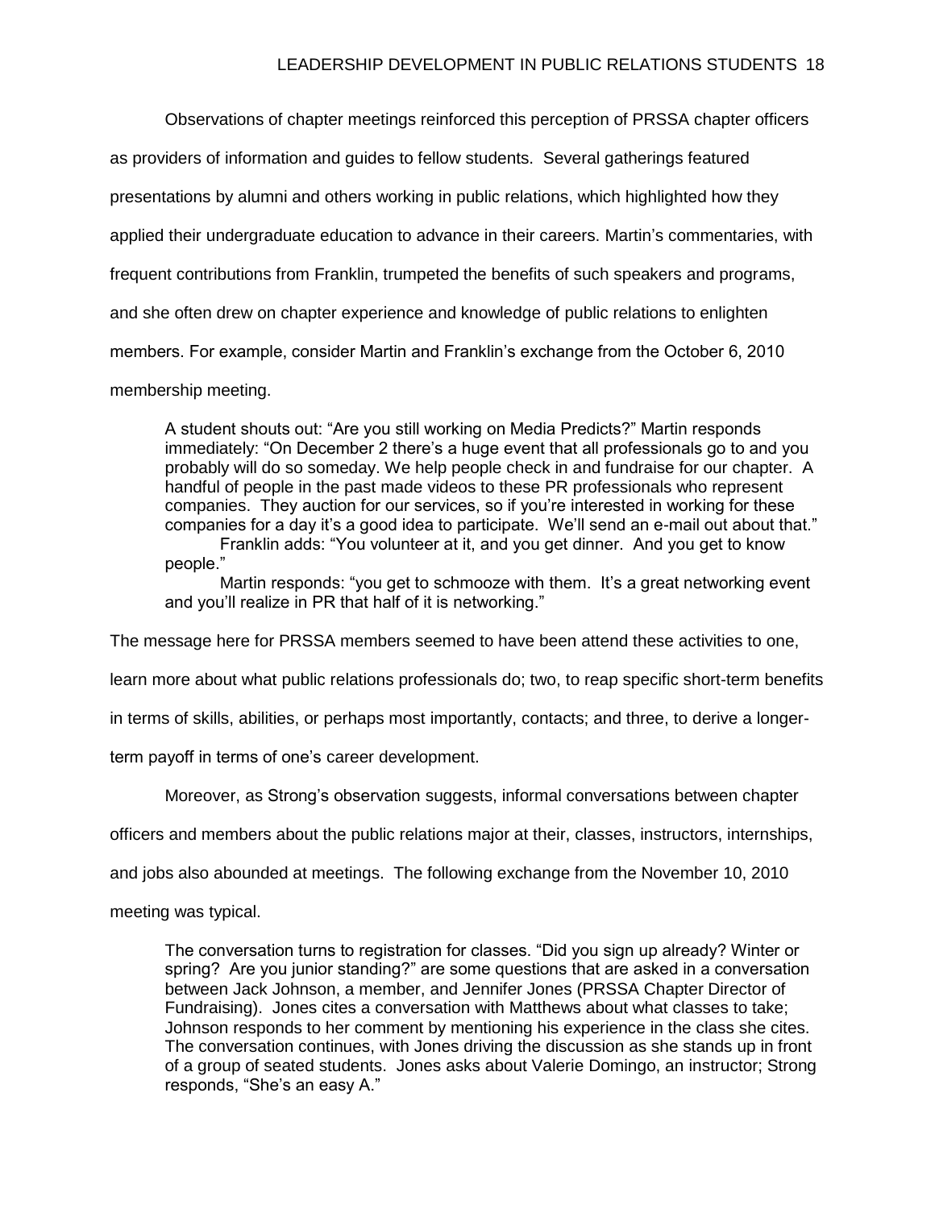Observations of chapter meetings reinforced this perception of PRSSA chapter officers as providers of information and guides to fellow students. Several gatherings featured presentations by alumni and others working in public relations, which highlighted how they applied their undergraduate education to advance in their careers. Martin's commentaries, with frequent contributions from Franklin, trumpeted the benefits of such speakers and programs, and she often drew on chapter experience and knowledge of public relations to enlighten members. For example, consider Martin and Franklin's exchange from the October 6, 2010 membership meeting.

> A student shouts out: "Are you still working on Media Predicts?" Martin responds immediately: "On December 2 there's a huge event that all professionals go to and you probably will do so someday. We help people check in and fundraise for our chapter. A handful of people in the past made videos to these PR professionals who represent companies. They auction for our services, so if you're interested in working for these companies for a day it's a good idea to participate. We'll send an e-mail out about that."
>
> Franklin adds: "You volunteer at it, and you get dinner. And you get to know people."
>
> Martin responds: "you get to schmooze with them. It's a great networking event and you'll realize in PR that half of it is networking."

The message here for PRSSA members seemed to have been attend these activities to one, learn more about what public relations professionals do; two, to reap specific short-term benefits in terms of skills, abilities, or perhaps most importantly, contacts; and three, to derive a longer-term payoff in terms of one's career development.

Moreover, as Strong's observation suggests, informal conversations between chapter officers and members about the public relations major at their, classes, instructors, internships, and jobs also abounded at meetings. The following exchange from the November 10, 2010 meeting was typical.

> The conversation turns to registration for classes. "Did you sign up already? Winter or spring? Are you junior standing?" are some questions that are asked in a conversation between Jack Johnson, a member, and Jennifer Jones (PRSSA Chapter Director of Fundraising). Jones cites a conversation with Matthews about what classes to take; Johnson responds to her comment by mentioning his experience in the class she cites. The conversation continues, with Jones driving the discussion as she stands up in front of a group of seated students. Jones asks about Valerie Domingo, an instructor; Strong responds, "She's an easy A."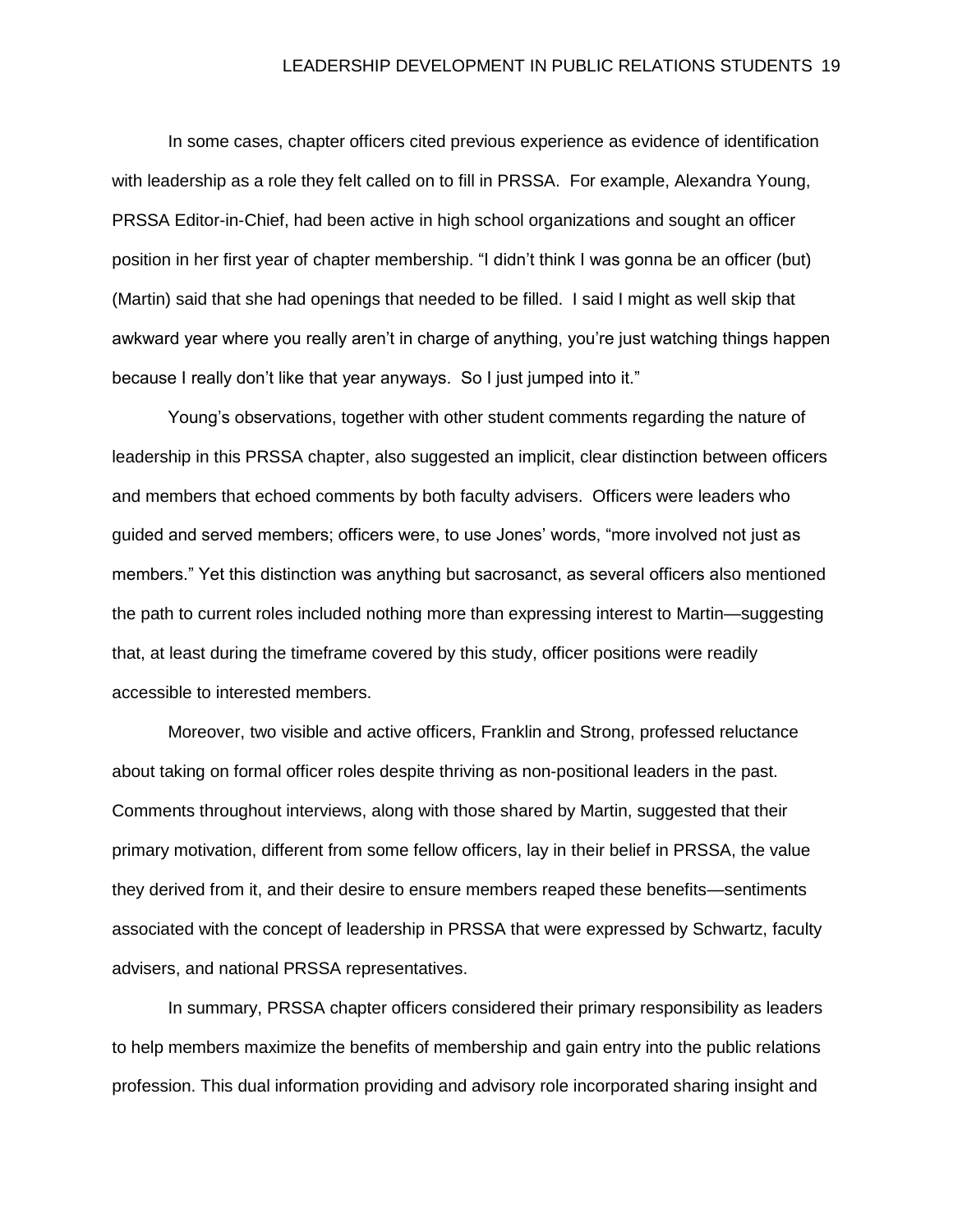In some cases, chapter officers cited previous experience as evidence of identification with leadership as a role they felt called on to fill in PRSSA. For example, Alexandra Young, PRSSA Editor-in-Chief, had been active in high school organizations and sought an officer position in her first year of chapter membership. "I didn't think I was gonna be an officer (but) (Martin) said that she had openings that needed to be filled. I said I might as well skip that awkward year where you really aren't in charge of anything, you're just watching things happen because I really don't like that year anyways. So I just jumped into it."

Young's observations, together with other student comments regarding the nature of leadership in this PRSSA chapter, also suggested an implicit, clear distinction between officers and members that echoed comments by both faculty advisers. Officers were leaders who guided and served members; officers were, to use Jones' words, "more involved not just as members." Yet this distinction was anything but sacrosanct, as several officers also mentioned the path to current roles included nothing more than expressing interest to Martin—suggesting that, at least during the timeframe covered by this study, officer positions were readily accessible to interested members.

Moreover, two visible and active officers, Franklin and Strong, professed reluctance about taking on formal officer roles despite thriving as non-positional leaders in the past. Comments throughout interviews, along with those shared by Martin, suggested that their primary motivation, different from some fellow officers, lay in their belief in PRSSA, the value they derived from it, and their desire to ensure members reaped these benefits—sentiments associated with the concept of leadership in PRSSA that were expressed by Schwartz, faculty advisers, and national PRSSA representatives.

In summary, PRSSA chapter officers considered their primary responsibility as leaders to help members maximize the benefits of membership and gain entry into the public relations profession. This dual information providing and advisory role incorporated sharing insight and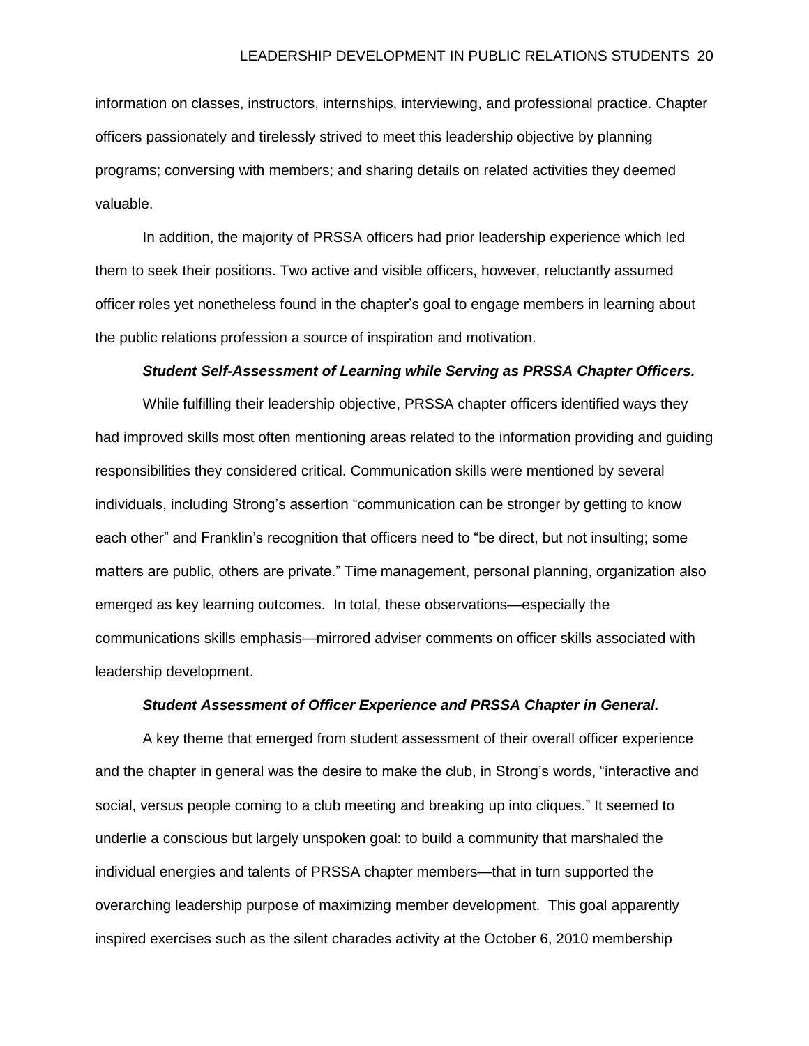information on classes, instructors, internships, interviewing, and professional practice. Chapter officers passionately and tirelessly strived to meet this leadership objective by planning programs; conversing with members; and sharing details on related activities they deemed valuable.

In addition, the majority of PRSSA officers had prior leadership experience which led them to seek their positions. Two active and visible officers, however, reluctantly assumed officer roles yet nonetheless found in the chapter's goal to engage members in learning about the public relations profession a source of inspiration and motivation.

#### *Student Self-Assessment of Learning while Serving as PRSSA Chapter Officers.*

While fulfilling their leadership objective, PRSSA chapter officers identified ways they had improved skills most often mentioning areas related to the information providing and guiding responsibilities they considered critical. Communication skills were mentioned by several individuals, including Strong's assertion "communication can be stronger by getting to know each other" and Franklin's recognition that officers need to "be direct, but not insulting; some matters are public, others are private." Time management, personal planning, organization also emerged as key learning outcomes. In total, these observations—especially the communications skills emphasis—mirrored adviser comments on officer skills associated with leadership development.

#### *Student Assessment of Officer Experience and PRSSA Chapter in General.*

A key theme that emerged from student assessment of their overall officer experience and the chapter in general was the desire to make the club, in Strong's words, "interactive and social, versus people coming to a club meeting and breaking up into cliques." It seemed to underlie a conscious but largely unspoken goal: to build a community that marshaled the individual energies and talents of PRSSA chapter members—that in turn supported the overarching leadership purpose of maximizing member development. This goal apparently inspired exercises such as the silent charades activity at the October 6, 2010 membership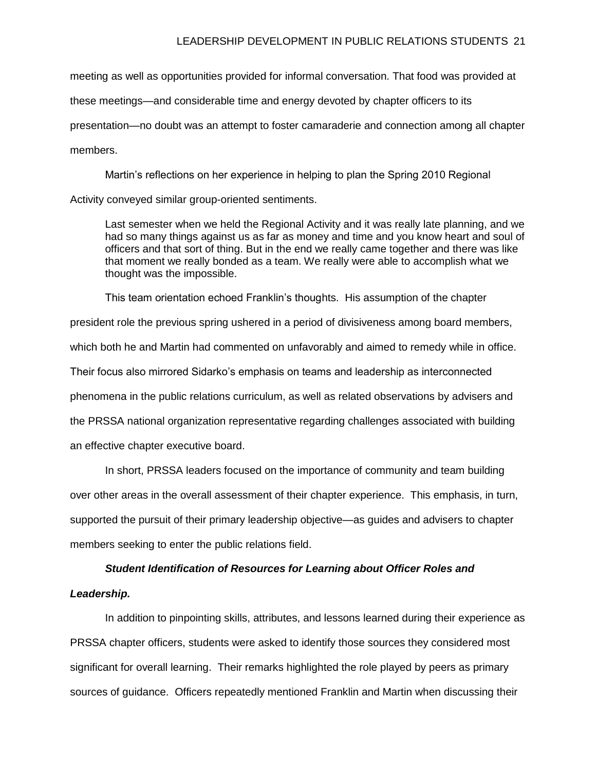meeting as well as opportunities provided for informal conversation. That food was provided at these meetings—and considerable time and energy devoted by chapter officers to its presentation—no doubt was an attempt to foster camaraderie and connection among all chapter members.

Martin's reflections on her experience in helping to plan the Spring 2010 Regional Activity conveyed similar group-oriented sentiments.

> Last semester when we held the Regional Activity and it was really late planning, and we had so many things against us as far as money and time and you know heart and soul of officers and that sort of thing. But in the end we really came together and there was like that moment we really bonded as a team. We really were able to accomplish what we thought was the impossible.

This team orientation echoed Franklin's thoughts. His assumption of the chapter president role the previous spring ushered in a period of divisiveness among board members, which both he and Martin had commented on unfavorably and aimed to remedy while in office. Their focus also mirrored Sidarko's emphasis on teams and leadership as interconnected phenomena in the public relations curriculum, as well as related observations by advisers and the PRSSA national organization representative regarding challenges associated with building an effective chapter executive board.

In short, PRSSA leaders focused on the importance of community and team building over other areas in the overall assessment of their chapter experience. This emphasis, in turn, supported the pursuit of their primary leadership objective—as guides and advisers to chapter members seeking to enter the public relations field.

***Student Identification of Resources for Learning about Officer Roles and Leadership.***

In addition to pinpointing skills, attributes, and lessons learned during their experience as PRSSA chapter officers, students were asked to identify those sources they considered most significant for overall learning. Their remarks highlighted the role played by peers as primary sources of guidance. Officers repeatedly mentioned Franklin and Martin when discussing their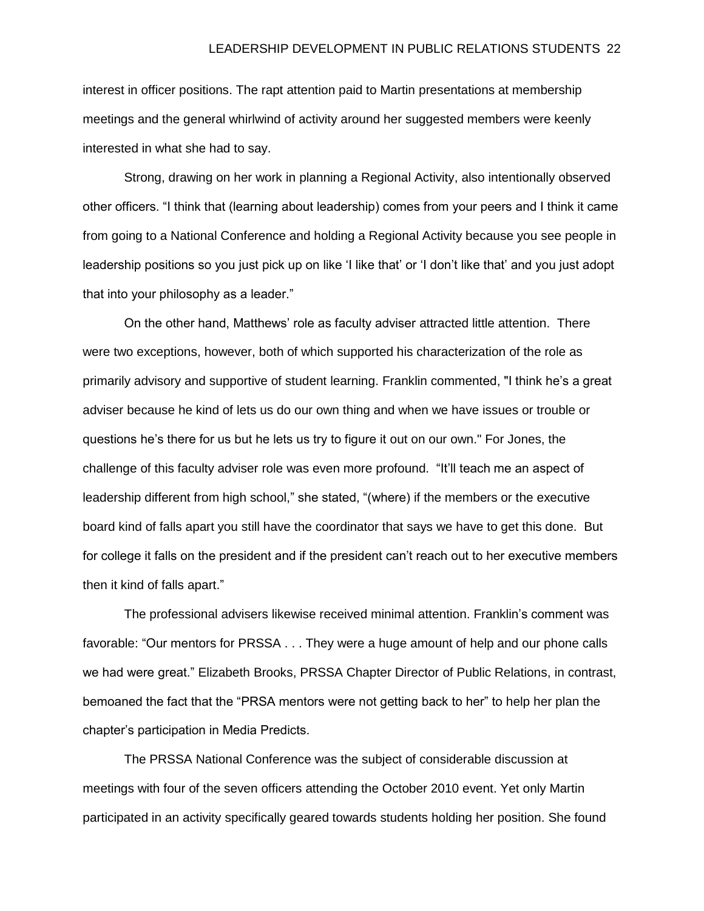interest in officer positions. The rapt attention paid to Martin presentations at membership meetings and the general whirlwind of activity around her suggested members were keenly interested in what she had to say.

Strong, drawing on her work in planning a Regional Activity, also intentionally observed other officers. “I think that (learning about leadership) comes from your peers and I think it came from going to a National Conference and holding a Regional Activity because you see people in leadership positions so you just pick up on like ‘I like that’ or ‘I don’t like that’ and you just adopt that into your philosophy as a leader.”

On the other hand, Matthews’ role as faculty adviser attracted little attention. There were two exceptions, however, both of which supported his characterization of the role as primarily advisory and supportive of student learning. Franklin commented, "I think he’s a great adviser because he kind of lets us do our own thing and when we have issues or trouble or questions he’s there for us but he lets us try to figure it out on our own." For Jones, the challenge of this faculty adviser role was even more profound. “It’ll teach me an aspect of leadership different from high school,” she stated, “(where) if the members or the executive board kind of falls apart you still have the coordinator that says we have to get this done. But for college it falls on the president and if the president can’t reach out to her executive members then it kind of falls apart.”

The professional advisers likewise received minimal attention. Franklin’s comment was favorable: “Our mentors for PRSSA . . . They were a huge amount of help and our phone calls we had were great.” Elizabeth Brooks, PRSSA Chapter Director of Public Relations, in contrast, bemoaned the fact that the “PRSA mentors were not getting back to her” to help her plan the chapter’s participation in Media Predicts.

The PRSSA National Conference was the subject of considerable discussion at meetings with four of the seven officers attending the October 2010 event. Yet only Martin participated in an activity specifically geared towards students holding her position. She found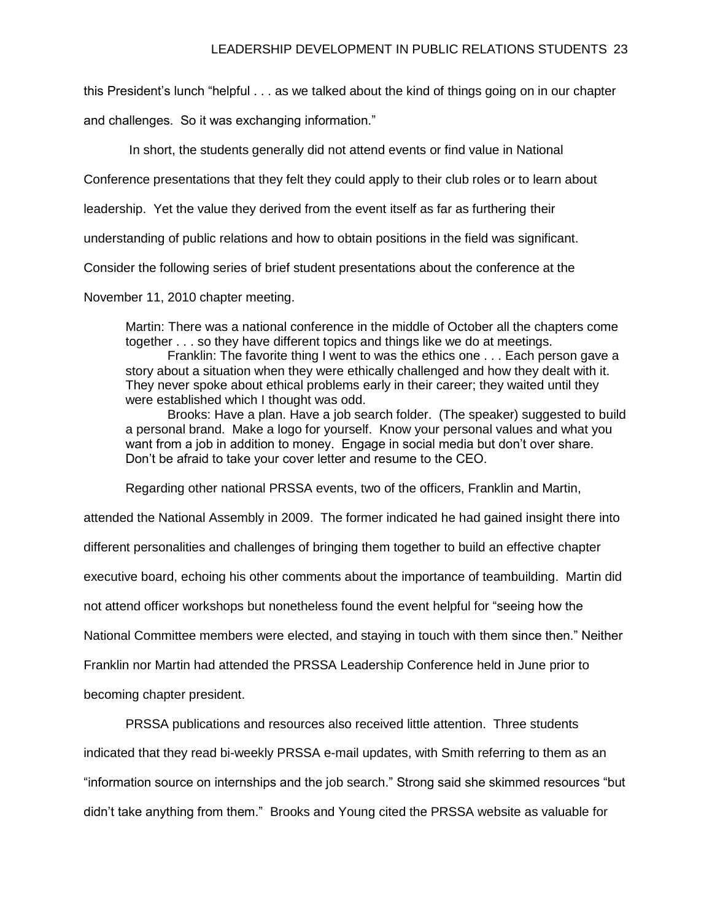this President's lunch "helpful . . . as we talked about the kind of things going on in our chapter and challenges. So it was exchanging information."

In short, the students generally did not attend events or find value in National Conference presentations that they felt they could apply to their club roles or to learn about leadership. Yet the value they derived from the event itself as far as furthering their understanding of public relations and how to obtain positions in the field was significant. Consider the following series of brief student presentations about the conference at the November 11, 2010 chapter meeting.

> Martin: There was a national conference in the middle of October all the chapters come together . . . so they have different topics and things like we do at meetings.
>
> Franklin: The favorite thing I went to was the ethics one . . . Each person gave a story about a situation when they were ethically challenged and how they dealt with it. They never spoke about ethical problems early in their career; they waited until they were established which I thought was odd.
>
> Brooks: Have a plan. Have a job search folder. (The speaker) suggested to build a personal brand. Make a logo for yourself. Know your personal values and what you want from a job in addition to money. Engage in social media but don't over share. Don't be afraid to take your cover letter and resume to the CEO.

Regarding other national PRSSA events, two of the officers, Franklin and Martin, attended the National Assembly in 2009. The former indicated he had gained insight there into different personalities and challenges of bringing them together to build an effective chapter executive board, echoing his other comments about the importance of teambuilding. Martin did not attend officer workshops but nonetheless found the event helpful for "seeing how the National Committee members were elected, and staying in touch with them since then." Neither Franklin nor Martin had attended the PRSSA Leadership Conference held in June prior to becoming chapter president.

PRSSA publications and resources also received little attention. Three students indicated that they read bi-weekly PRSSA e-mail updates, with Smith referring to them as an "information source on internships and the job search." Strong said she skimmed resources "but didn't take anything from them." Brooks and Young cited the PRSSA website as valuable for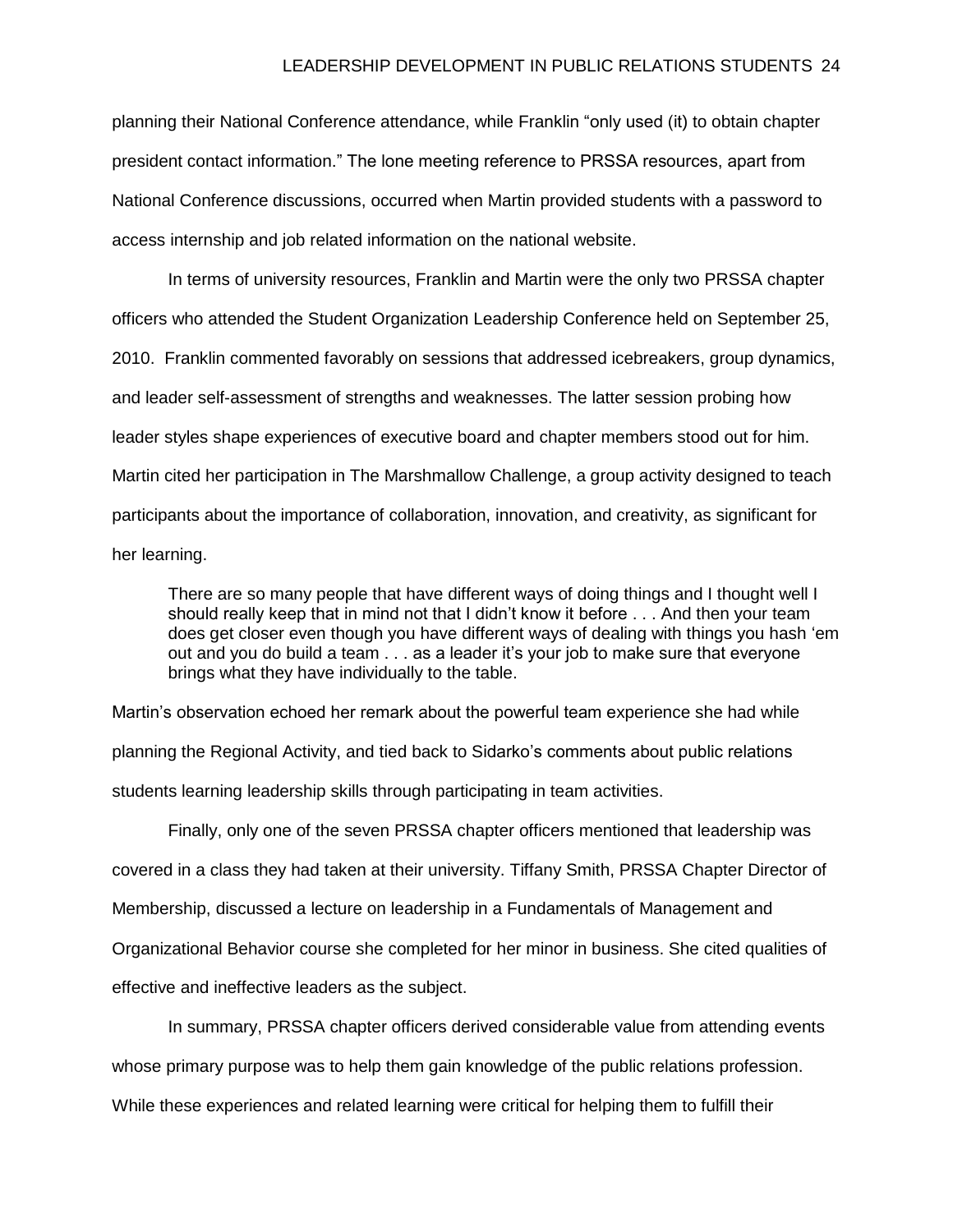planning their National Conference attendance, while Franklin "only used (it) to obtain chapter president contact information." The lone meeting reference to PRSSA resources, apart from National Conference discussions, occurred when Martin provided students with a password to access internship and job related information on the national website.

In terms of university resources, Franklin and Martin were the only two PRSSA chapter officers who attended the Student Organization Leadership Conference held on September 25, 2010. Franklin commented favorably on sessions that addressed icebreakers, group dynamics, and leader self-assessment of strengths and weaknesses. The latter session probing how leader styles shape experiences of executive board and chapter members stood out for him. Martin cited her participation in The Marshmallow Challenge, a group activity designed to teach participants about the importance of collaboration, innovation, and creativity, as significant for her learning.

> There are so many people that have different ways of doing things and I thought well I should really keep that in mind not that I didn't know it before . . . And then your team does get closer even though you have different ways of dealing with things you hash 'em out and you do build a team . . . as a leader it's your job to make sure that everyone brings what they have individually to the table.

Martin's observation echoed her remark about the powerful team experience she had while planning the Regional Activity, and tied back to Sidarko's comments about public relations students learning leadership skills through participating in team activities.

Finally, only one of the seven PRSSA chapter officers mentioned that leadership was covered in a class they had taken at their university. Tiffany Smith, PRSSA Chapter Director of Membership, discussed a lecture on leadership in a Fundamentals of Management and Organizational Behavior course she completed for her minor in business. She cited qualities of effective and ineffective leaders as the subject.

In summary, PRSSA chapter officers derived considerable value from attending events whose primary purpose was to help them gain knowledge of the public relations profession. While these experiences and related learning were critical for helping them to fulfill their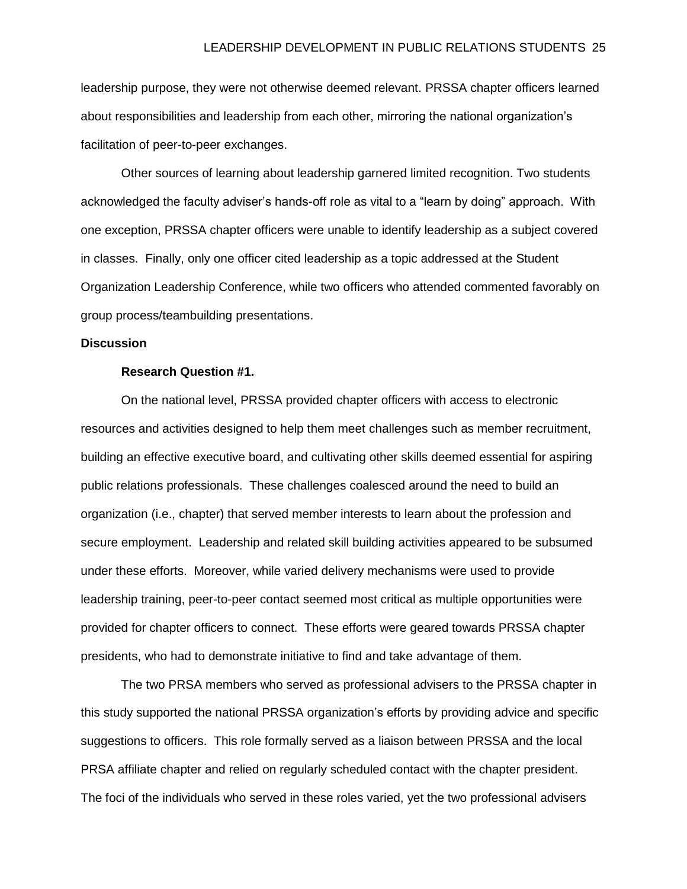leadership purpose, they were not otherwise deemed relevant. PRSSA chapter officers learned about responsibilities and leadership from each other, mirroring the national organization's facilitation of peer-to-peer exchanges.

Other sources of learning about leadership garnered limited recognition. Two students acknowledged the faculty adviser's hands-off role as vital to a "learn by doing" approach. With one exception, PRSSA chapter officers were unable to identify leadership as a subject covered in classes. Finally, only one officer cited leadership as a topic addressed at the Student Organization Leadership Conference, while two officers who attended commented favorably on group process/teambuilding presentations.

## Discussion

### Research Question #1.

On the national level, PRSSA provided chapter officers with access to electronic resources and activities designed to help them meet challenges such as member recruitment, building an effective executive board, and cultivating other skills deemed essential for aspiring public relations professionals. These challenges coalesced around the need to build an organization (i.e., chapter) that served member interests to learn about the profession and secure employment. Leadership and related skill building activities appeared to be subsumed under these efforts. Moreover, while varied delivery mechanisms were used to provide leadership training, peer-to-peer contact seemed most critical as multiple opportunities were provided for chapter officers to connect. These efforts were geared towards PRSSA chapter presidents, who had to demonstrate initiative to find and take advantage of them.

The two PRSA members who served as professional advisers to the PRSSA chapter in this study supported the national PRSSA organization's efforts by providing advice and specific suggestions to officers. This role formally served as a liaison between PRSSA and the local PRSA affiliate chapter and relied on regularly scheduled contact with the chapter president. The foci of the individuals who served in these roles varied, yet the two professional advisers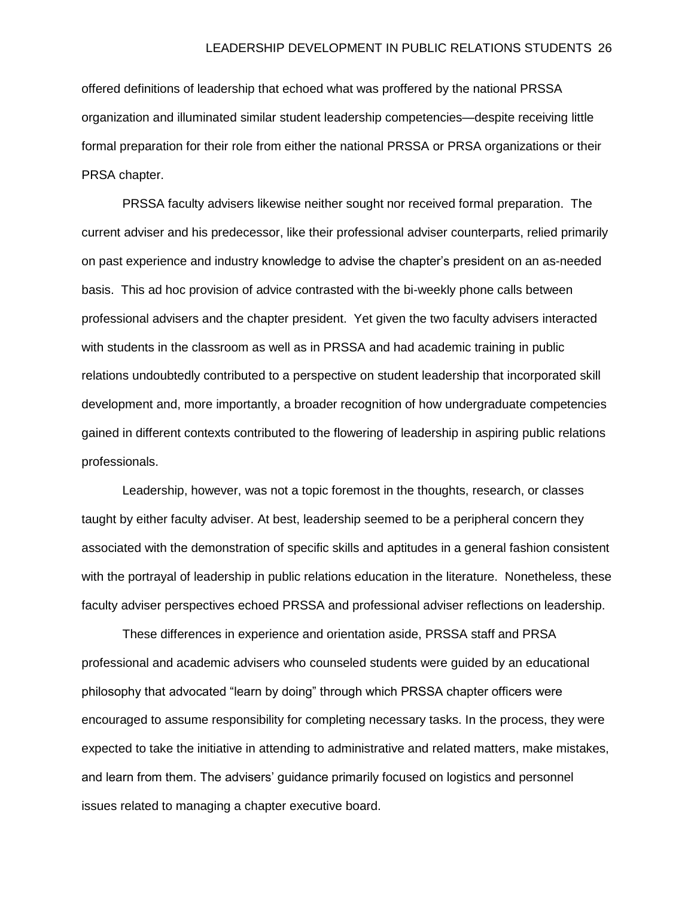offered definitions of leadership that echoed what was proffered by the national PRSSA organization and illuminated similar student leadership competencies—despite receiving little formal preparation for their role from either the national PRSSA or PRSA organizations or their PRSA chapter.

PRSSA faculty advisers likewise neither sought nor received formal preparation. The current adviser and his predecessor, like their professional adviser counterparts, relied primarily on past experience and industry knowledge to advise the chapter's president on an as-needed basis. This ad hoc provision of advice contrasted with the bi-weekly phone calls between professional advisers and the chapter president. Yet given the two faculty advisers interacted with students in the classroom as well as in PRSSA and had academic training in public relations undoubtedly contributed to a perspective on student leadership that incorporated skill development and, more importantly, a broader recognition of how undergraduate competencies gained in different contexts contributed to the flowering of leadership in aspiring public relations professionals.

Leadership, however, was not a topic foremost in the thoughts, research, or classes taught by either faculty adviser. At best, leadership seemed to be a peripheral concern they associated with the demonstration of specific skills and aptitudes in a general fashion consistent with the portrayal of leadership in public relations education in the literature. Nonetheless, these faculty adviser perspectives echoed PRSSA and professional adviser reflections on leadership.

These differences in experience and orientation aside, PRSSA staff and PRSA professional and academic advisers who counseled students were guided by an educational philosophy that advocated "learn by doing" through which PRSSA chapter officers were encouraged to assume responsibility for completing necessary tasks. In the process, they were expected to take the initiative in attending to administrative and related matters, make mistakes, and learn from them. The advisers' guidance primarily focused on logistics and personnel issues related to managing a chapter executive board.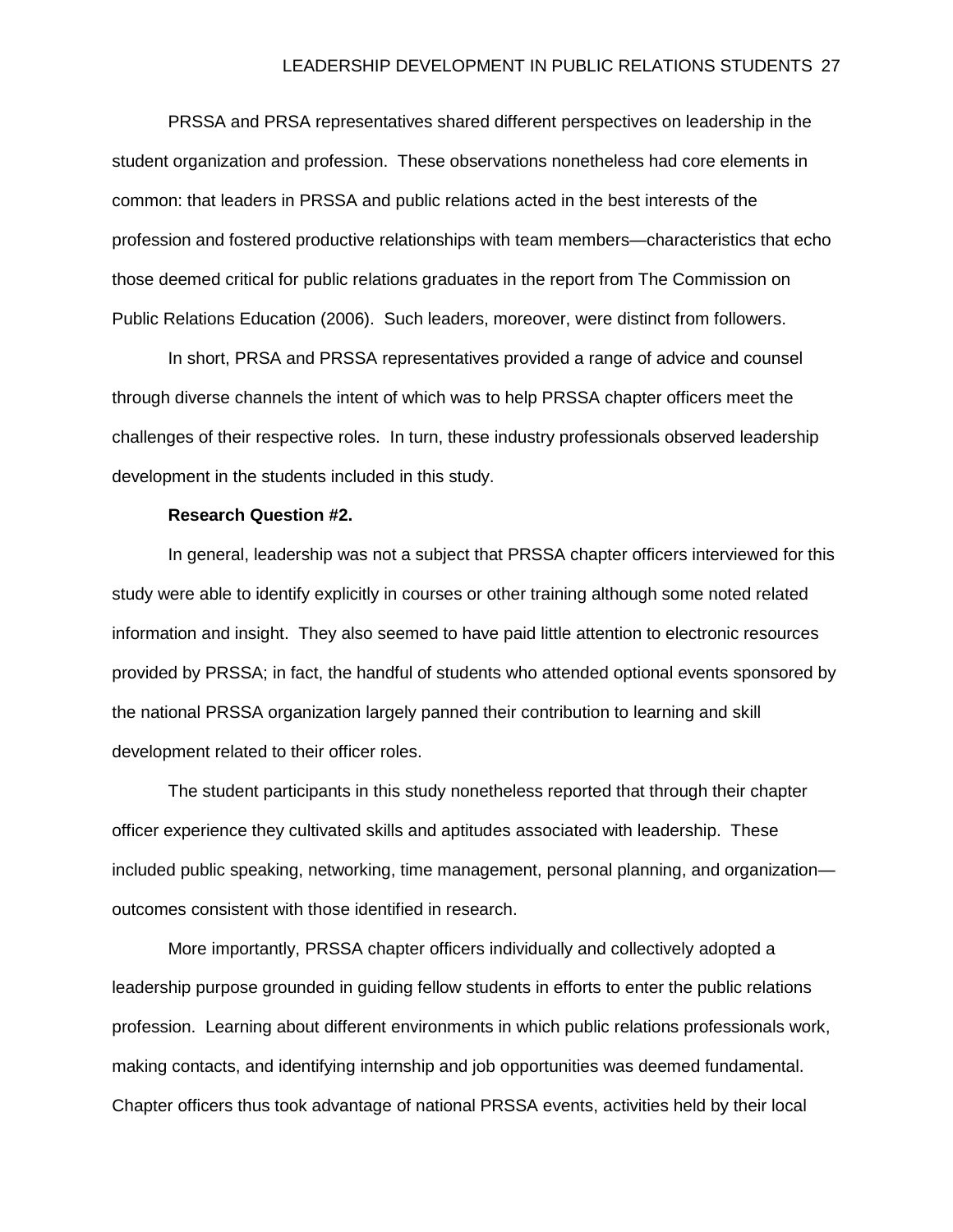PRSSA and PRSA representatives shared different perspectives on leadership in the student organization and profession. These observations nonetheless had core elements in common: that leaders in PRSSA and public relations acted in the best interests of the profession and fostered productive relationships with team members—characteristics that echo those deemed critical for public relations graduates in the report from The Commission on Public Relations Education (2006). Such leaders, moreover, were distinct from followers.

In short, PRSA and PRSSA representatives provided a range of advice and counsel through diverse channels the intent of which was to help PRSSA chapter officers meet the challenges of their respective roles. In turn, these industry professionals observed leadership development in the students included in this study.

**Research Question #2.**

In general, leadership was not a subject that PRSSA chapter officers interviewed for this study were able to identify explicitly in courses or other training although some noted related information and insight. They also seemed to have paid little attention to electronic resources provided by PRSSA; in fact, the handful of students who attended optional events sponsored by the national PRSSA organization largely panned their contribution to learning and skill development related to their officer roles.

The student participants in this study nonetheless reported that through their chapter officer experience they cultivated skills and aptitudes associated with leadership. These included public speaking, networking, time management, personal planning, and organization—outcomes consistent with those identified in research.

More importantly, PRSSA chapter officers individually and collectively adopted a leadership purpose grounded in guiding fellow students in efforts to enter the public relations profession. Learning about different environments in which public relations professionals work, making contacts, and identifying internship and job opportunities was deemed fundamental. Chapter officers thus took advantage of national PRSSA events, activities held by their local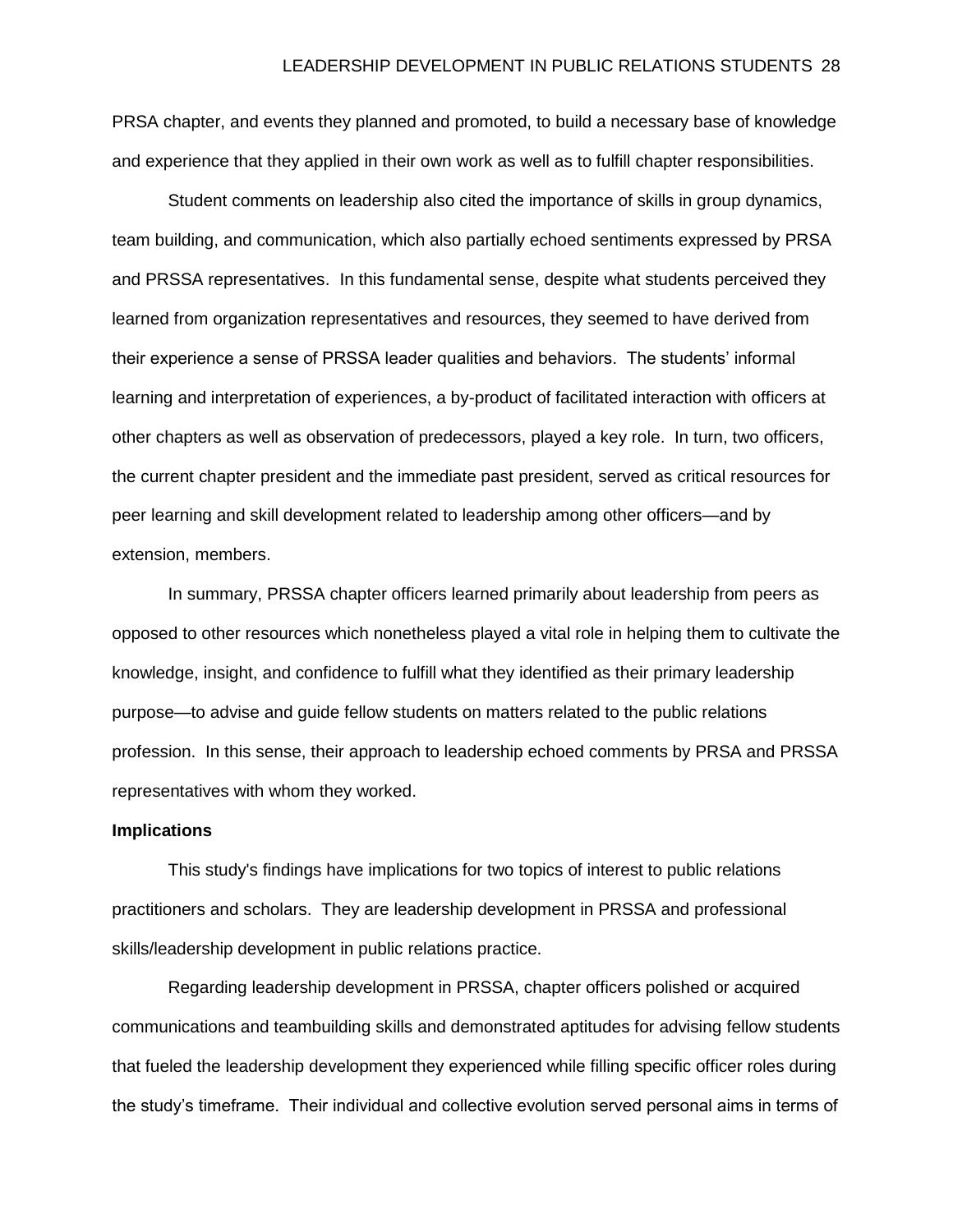PRSA chapter, and events they planned and promoted, to build a necessary base of knowledge and experience that they applied in their own work as well as to fulfill chapter responsibilities.

Student comments on leadership also cited the importance of skills in group dynamics, team building, and communication, which also partially echoed sentiments expressed by PRSA and PRSSA representatives. In this fundamental sense, despite what students perceived they learned from organization representatives and resources, they seemed to have derived from their experience a sense of PRSSA leader qualities and behaviors. The students' informal learning and interpretation of experiences, a by-product of facilitated interaction with officers at other chapters as well as observation of predecessors, played a key role. In turn, two officers, the current chapter president and the immediate past president, served as critical resources for peer learning and skill development related to leadership among other officers—and by extension, members.

In summary, PRSSA chapter officers learned primarily about leadership from peers as opposed to other resources which nonetheless played a vital role in helping them to cultivate the knowledge, insight, and confidence to fulfill what they identified as their primary leadership purpose—to advise and guide fellow students on matters related to the public relations profession. In this sense, their approach to leadership echoed comments by PRSA and PRSSA representatives with whom they worked.

**Implications**

This study's findings have implications for two topics of interest to public relations practitioners and scholars. They are leadership development in PRSSA and professional skills/leadership development in public relations practice.

Regarding leadership development in PRSSA, chapter officers polished or acquired communications and teambuilding skills and demonstrated aptitudes for advising fellow students that fueled the leadership development they experienced while filling specific officer roles during the study's timeframe. Their individual and collective evolution served personal aims in terms of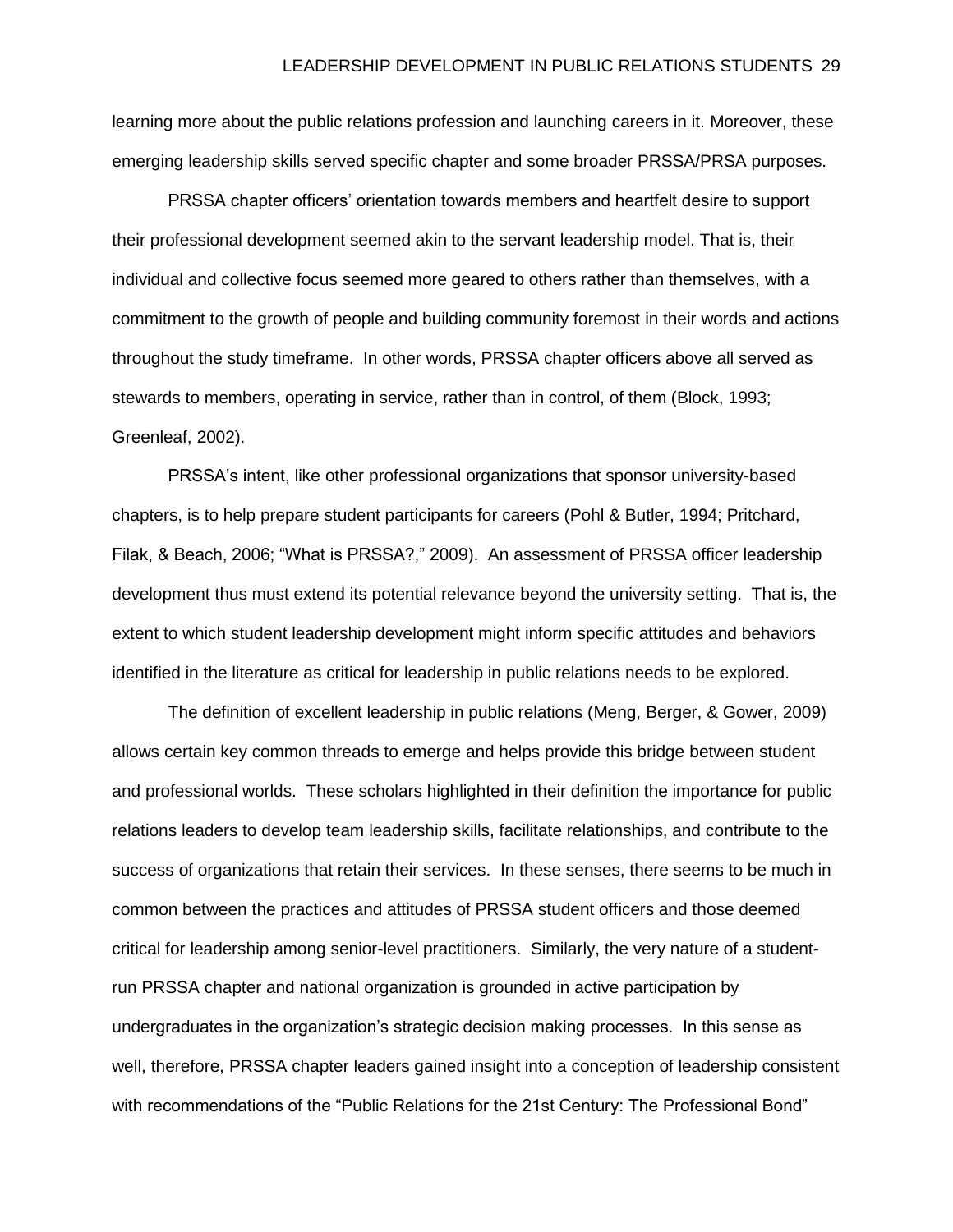learning more about the public relations profession and launching careers in it. Moreover, these emerging leadership skills served specific chapter and some broader PRSSA/PRSA purposes.

PRSSA chapter officers' orientation towards members and heartfelt desire to support their professional development seemed akin to the servant leadership model. That is, their individual and collective focus seemed more geared to others rather than themselves, with a commitment to the growth of people and building community foremost in their words and actions throughout the study timeframe. In other words, PRSSA chapter officers above all served as stewards to members, operating in service, rather than in control, of them (Block, 1993; Greenleaf, 2002).

PRSSA's intent, like other professional organizations that sponsor university-based chapters, is to help prepare student participants for careers (Pohl & Butler, 1994; Pritchard, Filak, & Beach, 2006; "What is PRSSA?," 2009). An assessment of PRSSA officer leadership development thus must extend its potential relevance beyond the university setting. That is, the extent to which student leadership development might inform specific attitudes and behaviors identified in the literature as critical for leadership in public relations needs to be explored.

The definition of excellent leadership in public relations (Meng, Berger, & Gower, 2009) allows certain key common threads to emerge and helps provide this bridge between student and professional worlds. These scholars highlighted in their definition the importance for public relations leaders to develop team leadership skills, facilitate relationships, and contribute to the success of organizations that retain their services. In these senses, there seems to be much in common between the practices and attitudes of PRSSA student officers and those deemed critical for leadership among senior-level practitioners. Similarly, the very nature of a student-run PRSSA chapter and national organization is grounded in active participation by undergraduates in the organization's strategic decision making processes. In this sense as well, therefore, PRSSA chapter leaders gained insight into a conception of leadership consistent with recommendations of the "Public Relations for the 21st Century: The Professional Bond"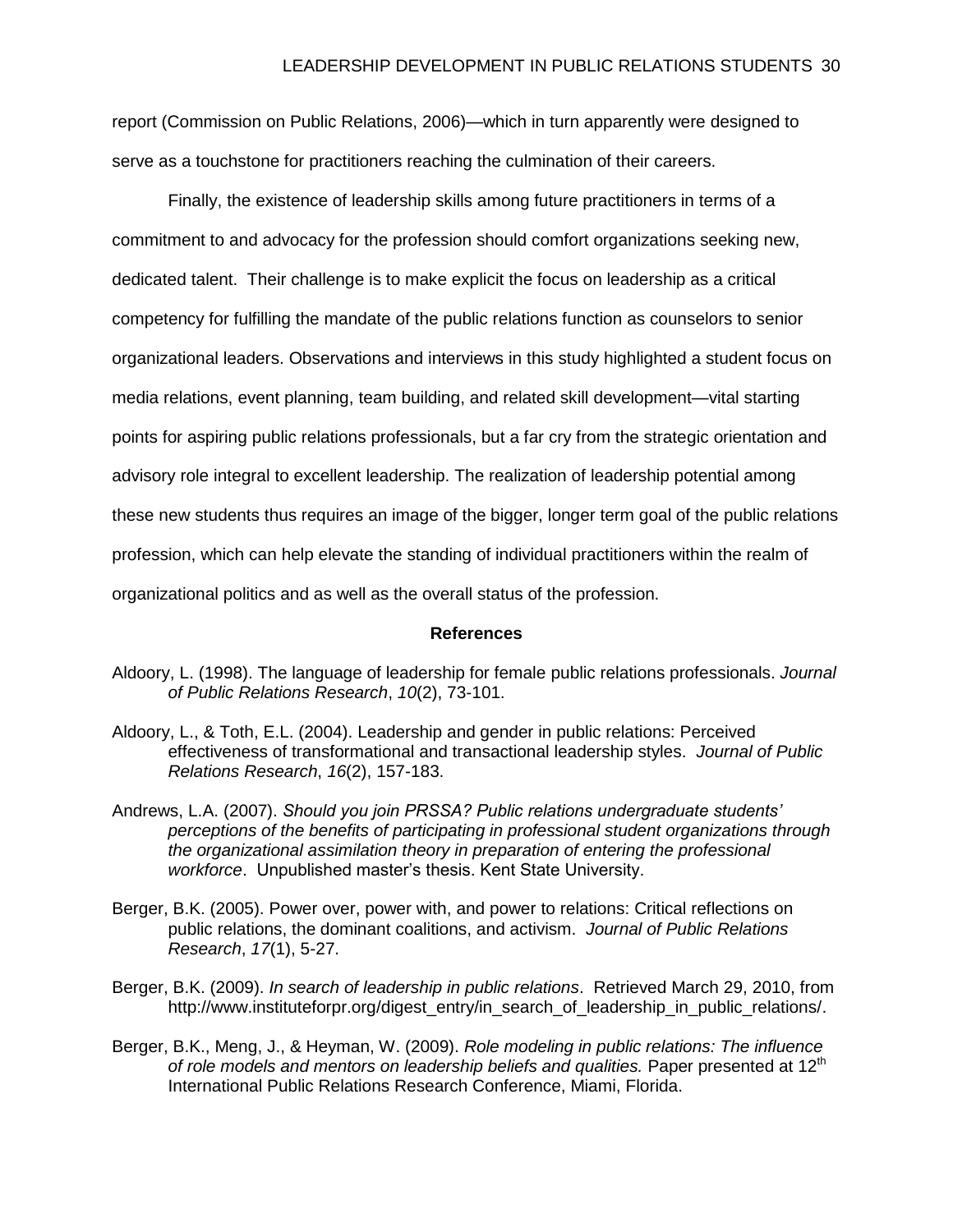report (Commission on Public Relations, 2006)—which in turn apparently were designed to serve as a touchstone for practitioners reaching the culmination of their careers.

Finally, the existence of leadership skills among future practitioners in terms of a commitment to and advocacy for the profession should comfort organizations seeking new, dedicated talent. Their challenge is to make explicit the focus on leadership as a critical competency for fulfilling the mandate of the public relations function as counselors to senior organizational leaders. Observations and interviews in this study highlighted a student focus on media relations, event planning, team building, and related skill development—vital starting points for aspiring public relations professionals, but a far cry from the strategic orientation and advisory role integral to excellent leadership. The realization of leadership potential among these new students thus requires an image of the bigger, longer term goal of the public relations profession, which can help elevate the standing of individual practitioners within the realm of organizational politics and as well as the overall status of the profession.

## References

Aldoory, L. (1998). The language of leadership for female public relations professionals. *Journal of Public Relations Research*, *10*(2), 73-101.

Aldoory, L., & Toth, E.L. (2004). Leadership and gender in public relations: Perceived effectiveness of transformational and transactional leadership styles. *Journal of Public Relations Research*, *16*(2), 157-183.

Andrews, L.A. (2007). *Should you join PRSSA? Public relations undergraduate students' perceptions of the benefits of participating in professional student organizations through the organizational assimilation theory in preparation of entering the professional workforce*. Unpublished master's thesis. Kent State University.

Berger, B.K. (2005). Power over, power with, and power to relations: Critical reflections on public relations, the dominant coalitions, and activism. *Journal of Public Relations Research*, *17*(1), 5-27.

Berger, B.K. (2009). *In search of leadership in public relations*. Retrieved March 29, 2010, from http://www.instituteforpr.org/digest_entry/in_search_of_leadership_in_public_relations/.

Berger, B.K., Meng, J., & Heyman, W. (2009). *Role modeling in public relations: The influence of role models and mentors on leadership beliefs and qualities.* Paper presented at 12th International Public Relations Research Conference, Miami, Florida.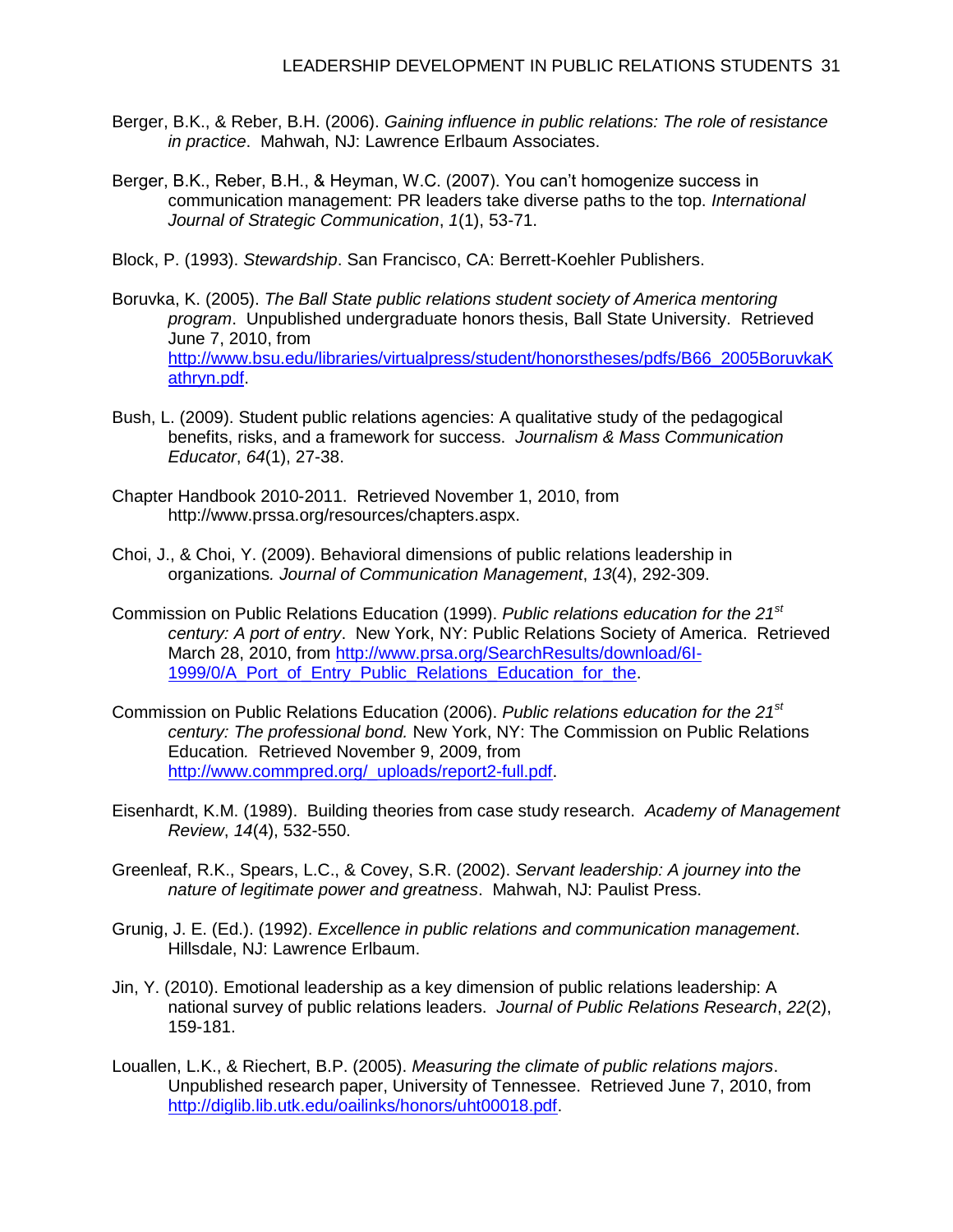Berger, B.K., & Reber, B.H. (2006). *Gaining influence in public relations: The role of resistance in practice*. Mahwah, NJ: Lawrence Erlbaum Associates.

Berger, B.K., Reber, B.H., & Heyman, W.C. (2007). You can't homogenize success in communication management: PR leaders take diverse paths to the top. *International Journal of Strategic Communication*, *1*(1), 53-71.

Block, P. (1993). *Stewardship*. San Francisco, CA: Berrett-Koehler Publishers.

Boruvka, K. (2005). *The Ball State public relations student society of America mentoring program*. Unpublished undergraduate honors thesis, Ball State University. Retrieved June 7, 2010, from http://www.bsu.edu/libraries/virtualpress/student/honorstheses/pdfs/B66_2005BoruvkaKathryn.pdf.

Bush, L. (2009). Student public relations agencies: A qualitative study of the pedagogical benefits, risks, and a framework for success. *Journalism & Mass Communication Educator*, *64*(1), 27-38.

Chapter Handbook 2010-2011. Retrieved November 1, 2010, from http://www.prssa.org/resources/chapters.aspx.

Choi, J., & Choi, Y. (2009). Behavioral dimensions of public relations leadership in organizations*. Journal of Communication Management*, *13*(4), 292-309.

Commission on Public Relations Education (1999). *Public relations education for the 21st century: A port of entry*. New York, NY: Public Relations Society of America. Retrieved March 28, 2010, from http://www.prsa.org/SearchResults/download/6I-1999/0/A_Port_of_Entry_Public_Relations_Education_for_the.

Commission on Public Relations Education (2006). *Public relations education for the 21st century: The professional bond.* New York, NY: The Commission on Public Relations Education*.* Retrieved November 9, 2009, from http://www.commpred.org/_uploads/report2-full.pdf.

Eisenhardt, K.M. (1989). Building theories from case study research. *Academy of Management Review*, *14*(4), 532-550.

Greenleaf, R.K., Spears, L.C., & Covey, S.R. (2002). *Servant leadership: A journey into the nature of legitimate power and greatness*. Mahwah, NJ: Paulist Press.

Grunig, J. E. (Ed.). (1992). *Excellence in public relations and communication management*. Hillsdale, NJ: Lawrence Erlbaum.

Jin, Y. (2010). Emotional leadership as a key dimension of public relations leadership: A national survey of public relations leaders. *Journal of Public Relations Research*, *22*(2), 159-181.

Louallen, L.K., & Riechert, B.P. (2005). *Measuring the climate of public relations majors*. Unpublished research paper, University of Tennessee. Retrieved June 7, 2010, from http://diglib.lib.utk.edu/oailinks/honors/uht00018.pdf.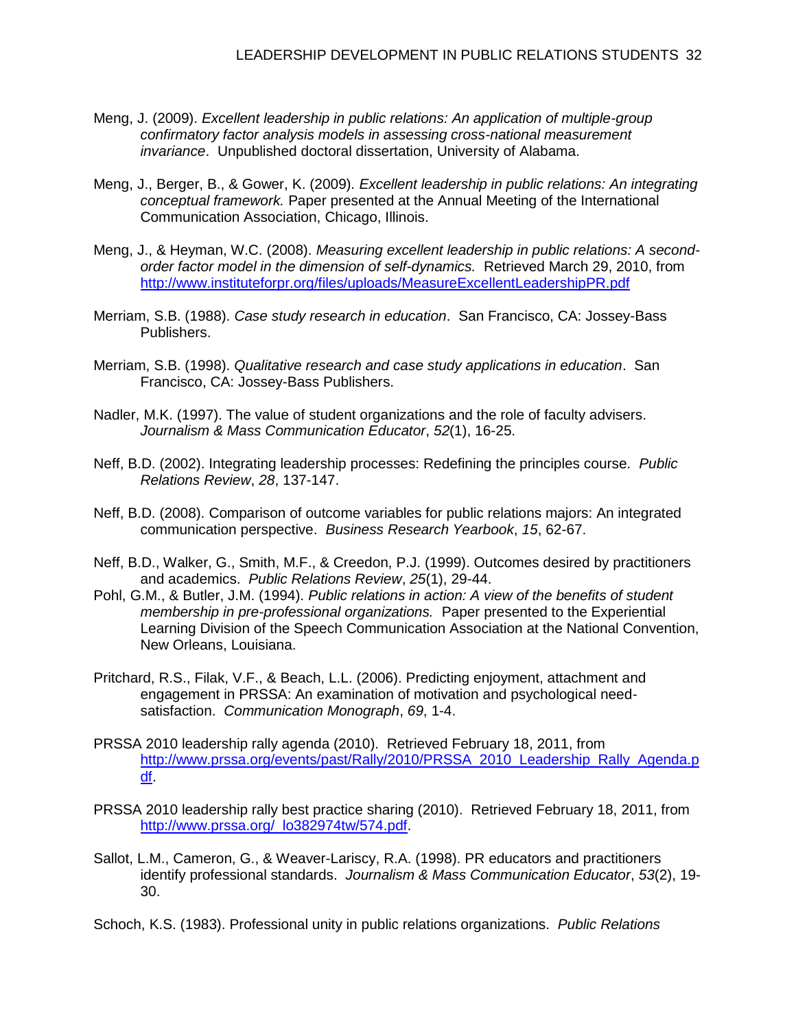Meng, J. (2009). *Excellent leadership in public relations: An application of multiple-group confirmatory factor analysis models in assessing cross-national measurement invariance*. Unpublished doctoral dissertation, University of Alabama.

Meng, J., Berger, B., & Gower, K. (2009). *Excellent leadership in public relations: An integrating conceptual framework.* Paper presented at the Annual Meeting of the International Communication Association, Chicago, Illinois.

Meng, J., & Heyman, W.C. (2008). *Measuring excellent leadership in public relations: A second-order factor model in the dimension of self-dynamics.* Retrieved March 29, 2010, from http://www.instituteforpr.org/files/uploads/MeasureExcellentLeadershipPR.pdf

Merriam, S.B. (1988). *Case study research in education*. San Francisco, CA: Jossey-Bass Publishers.

Merriam, S.B. (1998). *Qualitative research and case study applications in education*. San Francisco, CA: Jossey-Bass Publishers.

Nadler, M.K. (1997). The value of student organizations and the role of faculty advisers. *Journalism & Mass Communication Educator*, *52*(1), 16-25.

Neff, B.D. (2002). Integrating leadership processes: Redefining the principles course. *Public Relations Review*, *28*, 137-147.

Neff, B.D. (2008). Comparison of outcome variables for public relations majors: An integrated communication perspective. *Business Research Yearbook*, *15*, 62-67.

Neff, B.D., Walker, G., Smith, M.F., & Creedon, P.J. (1999). Outcomes desired by practitioners and academics. *Public Relations Review*, *25*(1), 29-44.

Pohl, G.M., & Butler, J.M. (1994). *Public relations in action: A view of the benefits of student membership in pre-professional organizations.* Paper presented to the Experiential Learning Division of the Speech Communication Association at the National Convention, New Orleans, Louisiana.

Pritchard, R.S., Filak, V.F., & Beach, L.L. (2006). Predicting enjoyment, attachment and engagement in PRSSA: An examination of motivation and psychological need-satisfaction. *Communication Monograph*, *69*, 1-4.

PRSSA 2010 leadership rally agenda (2010). Retrieved February 18, 2011, from http://www.prssa.org/events/past/Rally/2010/PRSSA_2010_Leadership_Rally_Agenda.pdf.

PRSSA 2010 leadership rally best practice sharing (2010). Retrieved February 18, 2011, from http://www.prssa.org/_lo382974tw/574.pdf.

Sallot, L.M., Cameron, G., & Weaver-Lariscy, R.A. (1998). PR educators and practitioners identify professional standards. *Journalism & Mass Communication Educator*, *53*(2), 19-30.

Schoch, K.S. (1983). Professional unity in public relations organizations. *Public Relations*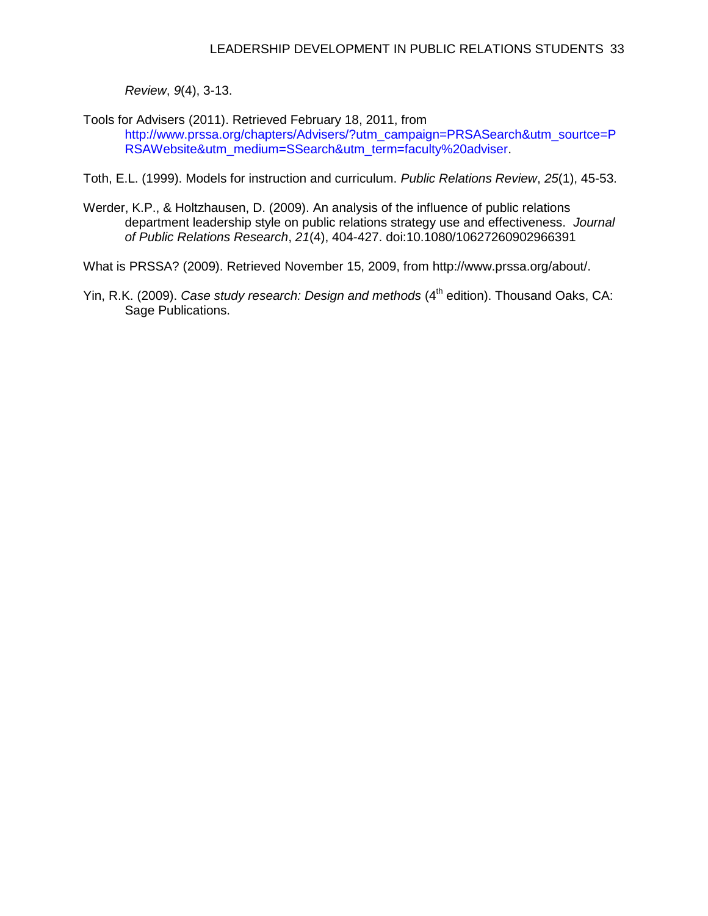*Review*, *9*(4), 3-13.

Tools for Advisers (2011). Retrieved February 18, 2011, from http://www.prssa.org/chapters/Advisers/?utm_campaign=PRSASearch&utm_sourtce=PRSAWebsite&utm_medium=SSearch&utm_term=faculty%20adviser.

Toth, E.L. (1999). Models for instruction and curriculum. *Public Relations Review*, *25*(1), 45-53.

Werder, K.P., & Holtzhausen, D. (2009). An analysis of the influence of public relations department leadership style on public relations strategy use and effectiveness. *Journal of Public Relations Research*, *21*(4), 404-427. doi:10.1080/10627260902966391

What is PRSSA? (2009). Retrieved November 15, 2009, from http://www.prssa.org/about/.

Yin, R.K. (2009). *Case study research: Design and methods* (4th edition). Thousand Oaks, CA: Sage Publications.